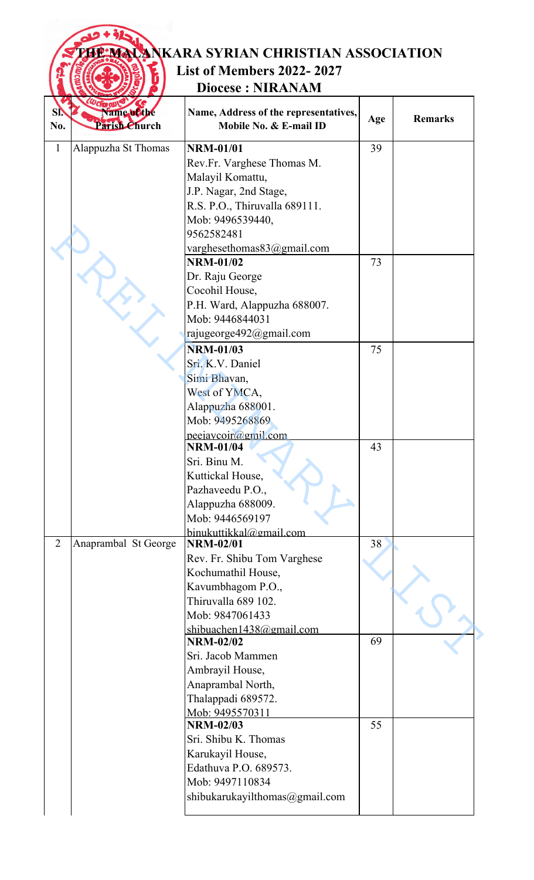# THE MALANKARA SYRIAN CHRISTIAN ASSOCIATION

## List of Members 2022- 2027

## Diocese : NIRANAM

| Sl. No. | Name of the Parish Church | Name, Address of the representatives, Mobile No. & E-mail ID | Age | Remarks |
|---|---|---|---|---|
| 1 | Alappuzha St Thomas | **NRM-01/01**<br>Rev.Fr. Varghese Thomas M.<br>Malayil Komattu,<br>J.P. Nagar, 2nd Stage,<br>R.S. P.O., Thiruvalla 689111.<br>Mob: 9496539440,<br>9562582481<br>varghesethomas83@gmail.com | 39 | |
| | | **NRM-01/02**<br>Dr. Raju George<br>Cocohil House,<br>P.H. Ward, Alappuzha 688007.<br>Mob: 9446844031<br>rajugeorge492@gmail.com | 73 | |
| | | **NRM-01/03**<br>Sri. K.V. Daniel<br>Simi Bhavan,<br>West of YMCA,<br>Alappuzha 688001.<br>Mob: 9495268869<br>peejaycoir@gmil.com | 75 | |
| | | **NRM-01/04**<br>Sri. Binu M.<br>Kuttickal House,<br>Pazhaveedu P.O.,<br>Alappuzha 688009.<br>Mob: 9446569197<br>binukuttikkal@gmail.com | 43 | |
| 2 | Anaprambal St George | **NRM-02/01**<br>Rev. Fr. Shibu Tom Varghese<br>Kochumathil House,<br>Kavumbhagom P.O.,<br>Thiruvalla 689 102.<br>Mob: 9847061433<br>shibuachen1438@gmail.com | 38 | |
| | | **NRM-02/02**<br>Sri. Jacob Mammen<br>Ambrayil House,<br>Anaprambal North,<br>Thalappadi 689572.<br>Mob: 9495570311 | 69 | |
| | | **NRM-02/03**<br>Sri. Shibu K. Thomas<br>Karukayil House,<br>Edathuva P.O. 689573.<br>Mob: 9497110834<br>shibukarukayilthomas@gmail.com | 55 | |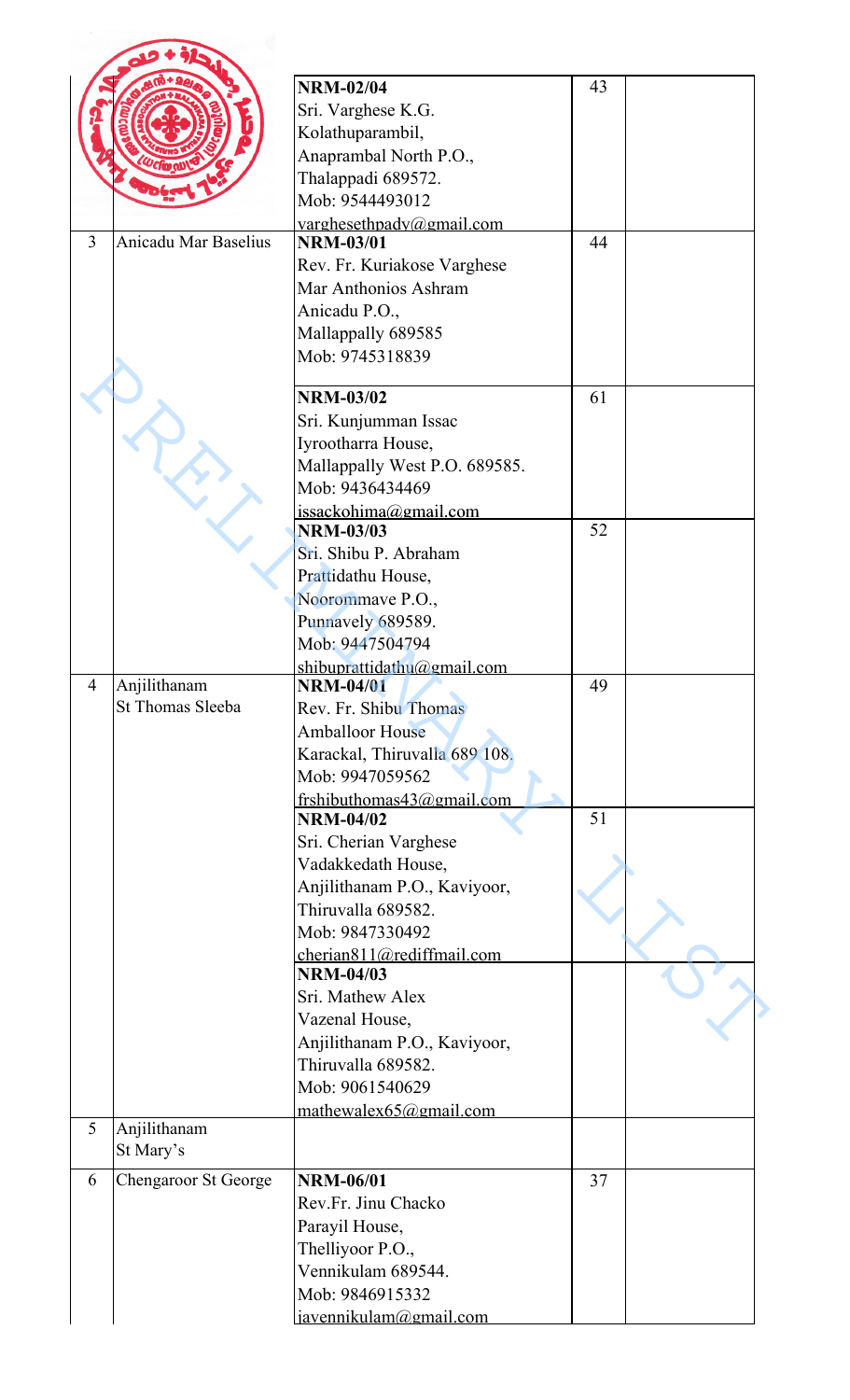| | | | | |
|---|---|---|---|---|
| | | **NRM-02/04**<br>Sri. Varghese K.G.<br>Kolathuparambil,<br>Anaprambal North P.O.,<br>Thalappadi 689572.<br>Mob: 9544493012<br>varghesethpady@gmail.com | 43 | |
| 3 | Anicadu Mar Baselius | **NRM-03/01**<br>Rev. Fr. Kuriakose Varghese<br>Mar Anthonios Ashram<br>Anicadu P.O.,<br>Mallappally 689585<br>Mob: 9745318839 | 44 | |
| | | **NRM-03/02**<br>Sri. Kunjumman Issac<br>Iyrootharra House,<br>Mallappally West P.O. 689585.<br>Mob: 9436434469<br>issackohima@gmail.com | 61 | |
| | | **NRM-03/03**<br>Sri. Shibu P. Abraham<br>Prattidathu House,<br>Noorommave P.O.,<br>Punnavely 689589.<br>Mob: 9447504794<br>shibuprattidathu@gmail.com | 52 | |
| 4 | Anjilithanam St Thomas Sleeba | **NRM-04/01**<br>Rev. Fr. Shibu Thomas<br>Amballoor House<br>Karackal, Thiruvalla 689 108.<br>Mob: 9947059562<br>frshibuthomas43@gmail.com | 49 | |
| | | **NRM-04/02**<br>Sri. Cherian Varghese<br>Vadakkedath House,<br>Anjilithanam P.O., Kaviyoor,<br>Thiruvalla 689582.<br>Mob: 9847330492<br>cherian811@rediffmail.com | 51 | |
| | | **NRM-04/03**<br>Sri. Mathew Alex<br>Vazenal House,<br>Anjilithanam P.O., Kaviyoor,<br>Thiruvalla 689582.<br>Mob: 9061540629<br>mathewalex65@gmail.com | | |
| 5 | Anjilithanam St Mary's | | | |
| 6 | Chengaroor St George | **NRM-06/01**<br>Rev.Fr. Jinu Chacko<br>Parayil House,<br>Thelliyoor P.O.,<br>Vennikulam 689544.<br>Mob: 9846915332<br>javennikulam@gmail.com | 37 | |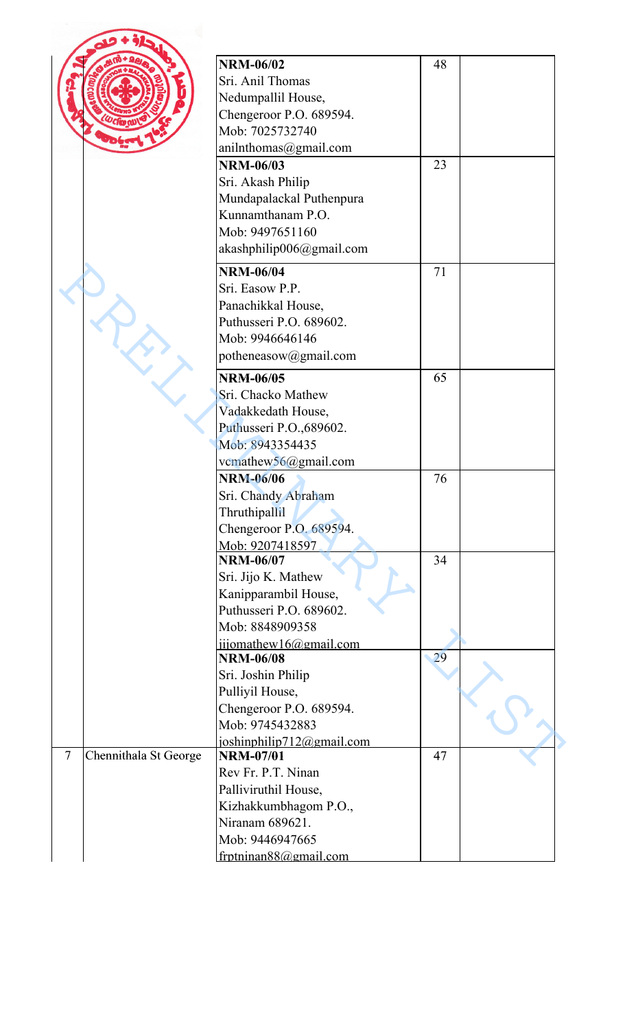| | | | | |
|---|---|---|---|---|
| | | **NRM-06/02**<br>Sri. Anil Thomas<br>Nedumpallil House,<br>Chengeroor P.O. 689594.<br>Mob: 7025732740<br>anilnthomas@gmail.com | 48 | |
| | | **NRM-06/03**<br>Sri. Akash Philip<br>Mundapalackal Puthenpura<br>Kunnamthanam P.O.<br>Mob: 9497651160<br>akashphilip006@gmail.com | 23 | |
| | | **NRM-06/04**<br>Sri. Easow P.P.<br>Panachikkal House,<br>Puthusseri P.O. 689602.<br>Mob: 9946646146<br>potheneasow@gmail.com | 71 | |
| | | **NRM-06/05**<br>Sri. Chacko Mathew<br>Vadakkedath House,<br>Puthusseri P.O.,689602.<br>Mob: 8943354435<br>vcmathew56@gmail.com | 65 | |
| | | **NRM-06/06**<br>Sri. Chandy Abraham<br>Thruthipallil<br>Chengeroor P.O. 689594.<br>Mob: 9207418597 | 76 | |
| | | **NRM-06/07**<br>Sri. Jijo K. Mathew<br>Kanipparambil House,<br>Puthusseri P.O. 689602.<br>Mob: 8848909358<br>jijomathew16@gmail.com | 34 | |
| | | **NRM-06/08**<br>Sri. Joshin Philip<br>Pulliyil House,<br>Chengeroor P.O. 689594.<br>Mob: 9745432883<br>joshinphilip712@gmail.com | 29 | |
| 7 | Chennithala St George | **NRM-07/01**<br>Rev Fr. P.T. Ninan<br>Palliviruthil House,<br>Kizhakkumbhagom P.O.,<br>Niranam 689621.<br>Mob: 9446947665<br>frptninan88@gmail.com | 47 | |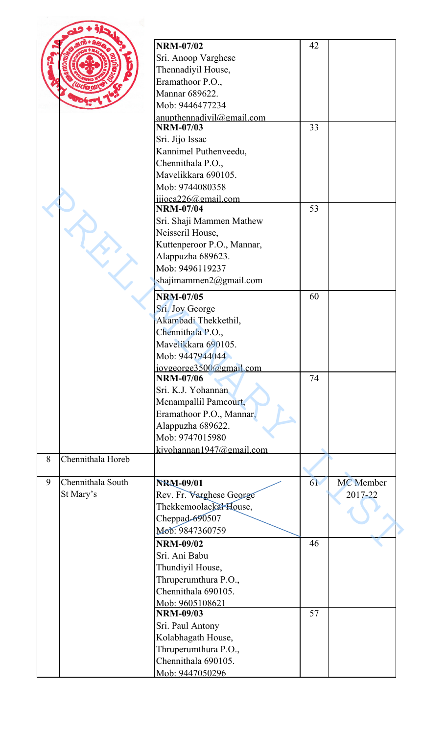| | | | | |
|---|---|---|---|---|
| | | **NRM-07/02**<br>Sri. Anoop Varghese<br>Thennadiyil House,<br>Eramathoor P.O.,<br>Mannar 689622.<br>Mob: 9446477234<br>anupthennadiyil@gmail.com | 42 | |
| | | **NRM-07/03**<br>Sri. Jijo Issac<br>Kannimel Puthenveedu,<br>Chennithala P.O.,<br>Mavelikkara 690105.<br>Mob: 9744080358<br>jijoca226@gmail.com | 33 | |
| | | **NRM-07/04**<br>Sri. Shaji Mammen Mathew<br>Neisseril House,<br>Kuttenperoor P.O., Mannar,<br>Alappuzha 689623.<br>Mob: 9496119237<br>shajimammen2@gmail.com | 53 | |
| | | **NRM-07/05**<br>Sri. Joy George<br>Akambadi Thekkethil,<br>Chennithala P.O.,<br>Mavelikkara 690105.<br>Mob: 9447944044<br>joygeorge3500@gmail.com | 60 | |
| | | **NRM-07/06**<br>Sri. K.J. Yohannan<br>Menampallil Pamcourt,<br>Eramathoor P.O., Mannar,<br>Alappuzha 689622.<br>Mob: 9747015980<br>kjyohannan1947@gmail.com | 74 | |
| 8 | Chennithala Horeb | | | |
| 9 | Chennithala South St Mary's | **NRM-09/01**<br>Rev. Fr. Varghese George<br>Thekkemoolackal House,<br>Cheppad-690507<br>Mob: 9847360759 | 61 | MC Member 2017-22 |
| | | **NRM-09/02**<br>Sri. Ani Babu<br>Thundiyil House,<br>Thruperumthura P.O.,<br>Chennithala 690105.<br>Mob: 9605108621 | 46 | |
| | | **NRM-09/03**<br>Sri. Paul Antony<br>Kolabhagath House,<br>Thruperumthura P.O.,<br>Chennithala 690105.<br>Mob: 9447050296 | 57 | |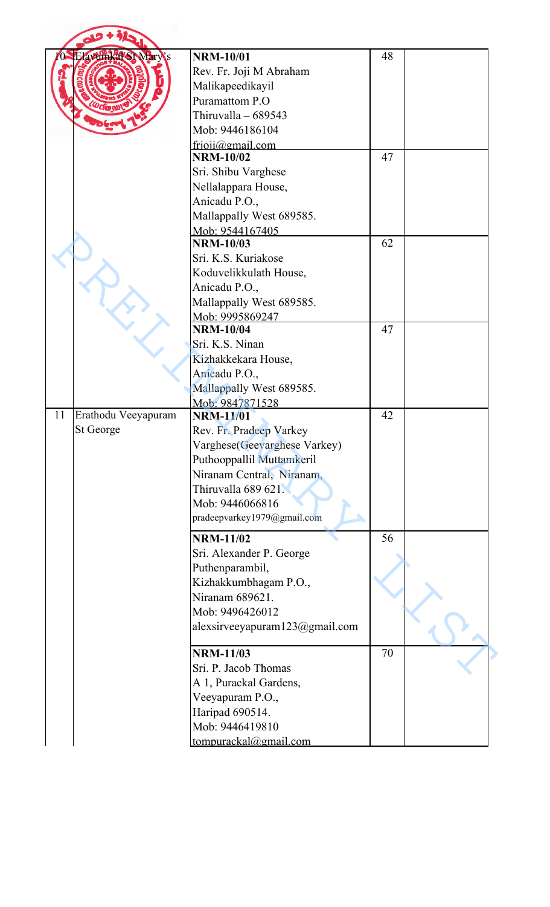| | | | | |
|---|---|---|---|---|
| 10 | Elavumkal St Mary's | **NRM-10/01**<br>Rev. Fr. Joji M Abraham<br>Malikapeedikayil<br>Puramattom P.O<br>Thiruvalla – 689543<br>Mob: 9446186104<br>frjoji@gmail.com | 48 | |
| | | **NRM-10/02**<br>Sri. Shibu Varghese<br>Nellalappara House,<br>Anicadu P.O.,<br>Mallappally West 689585.<br>Mob: 9544167405 | 47 | |
| | | **NRM-10/03**<br>Sri. K.S. Kuriakose<br>Koduvelikkulath House,<br>Anicadu P.O.,<br>Mallappally West 689585.<br>Mob: 9995869247 | 62 | |
| | | **NRM-10/04**<br>Sri. K.S. Ninan<br>Kizhakkekara House,<br>Anicadu P.O.,<br>Mallappally West 689585.<br>Mob: 9847871528 | 47 | |
| 11 | Erathodu Veeyapuram St George | **NRM-11/01**<br>Rev. Fr. Pradeep Varkey Varghese(Geevarghese Varkey)<br>Puthooppallil Muttamkeril<br>Niranam Central, Niranam,<br>Thiruvalla 689 621.<br>Mob: 9446066816<br>pradeepvarkey1979@gmail.com | 42 | |
| | | **NRM-11/02**<br>Sri. Alexander P. George<br>Puthenparambil,<br>Kizhakkumbhagam P.O.,<br>Niranam 689621.<br>Mob: 9496426012<br>alexsirveeyapuram123@gmail.com | 56 | |
| | | **NRM-11/03**<br>Sri. P. Jacob Thomas<br>A 1, Purackal Gardens,<br>Veeyapuram P.O.,<br>Haripad 690514.<br>Mob: 9446419810<br>tompurackal@gmail.com | 70 | |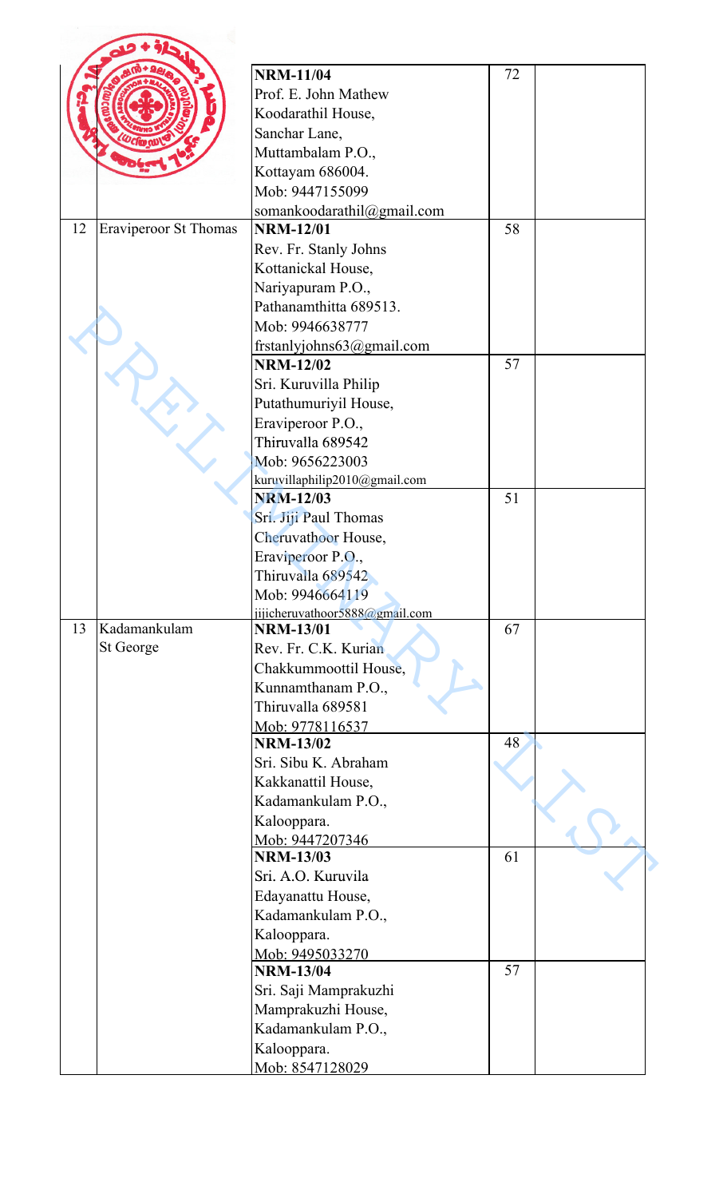| | | | | |
|---|---|---|---|---|
| | | **NRM-11/04**<br>Prof. E. John Mathew<br>Koodarathil House,<br>Sanchar Lane,<br>Muttambalam P.O.,<br>Kottayam 686004.<br>Mob: 9447155099<br>somankoodarathil@gmail.com | 72 | |
| 12 | Eraviperoor St Thomas | **NRM-12/01**<br>Rev. Fr. Stanly Johns<br>Kottanickal House,<br>Nariyapuram P.O.,<br>Pathanamthitta 689513.<br>Mob: 9946638777<br>frstanlyjohns63@gmail.com | 58 | |
| | | **NRM-12/02**<br>Sri. Kuruvilla Philip<br>Putathumuriyil House,<br>Eraviperoor P.O.,<br>Thiruvalla 689542<br>Mob: 9656223003<br>kuruvillaphilip2010@gmail.com | 57 | |
| | | **NRM-12/03**<br>Sri. Jiji Paul Thomas<br>Cheruvathoor House,<br>Eraviperoor P.O.,<br>Thiruvalla 689542<br>Mob: 9946664119<br>jijicheruvathoor5888@gmail.com | 51 | |
| 13 | Kadamankulam St George | **NRM-13/01**<br>Rev. Fr. C.K. Kurian<br>Chakkummoottil House,<br>Kunnamthanam P.O.,<br>Thiruvalla 689581<br>Mob: 9778116537 | 67 | |
| | | **NRM-13/02**<br>Sri. Sibu K. Abraham<br>Kakkanattil House,<br>Kadamankulam P.O.,<br>Kalooppara.<br>Mob: 9447207346 | 48 | |
| | | **NRM-13/03**<br>Sri. A.O. Kuruvila<br>Edayanattu House,<br>Kadamankulam P.O.,<br>Kalooppara.<br>Mob: 9495033270 | 61 | |
| | | **NRM-13/04**<br>Sri. Saji Mamprakuzhi<br>Mamprakuzhi House,<br>Kadamankulam P.O.,<br>Kalooppara.<br>Mob: 8547128029 | 57 | |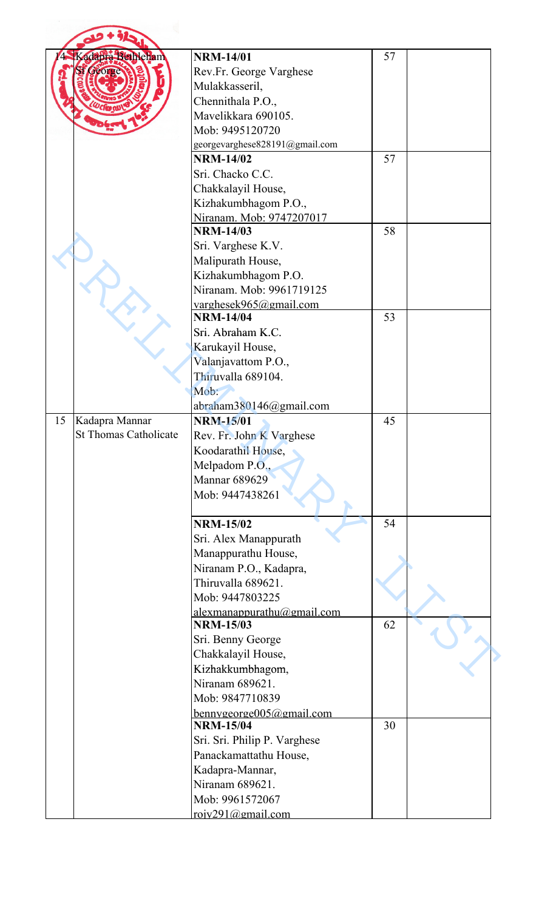| 14 | Kadapra Bethleham St George | **NRM-14/01**<br>Rev.Fr. George Varghese Mulakkasseril,<br>Chennithala P.O.,<br>Mavelikkara 690105.<br>Mob: 9495120720<br>georgevarghese828191@gmail.com | 57 | |
|---|---|---|---|---|
| | | **NRM-14/02**<br>Sri. Chacko C.C.<br>Chakkalayil House,<br>Kizhakumbhagom P.O.,<br>Niranam. Mob: 9747207017 | 57 | |
| | | **NRM-14/03**<br>Sri. Varghese K.V.<br>Malipurath House,<br>Kizhakumbhagom P.O.<br>Niranam. Mob: 9961719125<br>varghesek965@gmail.com | 58 | |
| | | **NRM-14/04**<br>Sri. Abraham K.C.<br>Karukayil House,<br>Valanjavattom P.O.,<br>Thiruvalla 689104.<br>Mob:<br>abraham380146@gmail.com | 53 | |
| 15 | Kadapra Mannar St Thomas Catholicate | **NRM-15/01**<br>Rev. Fr. John K Varghese<br>Koodarathil House,<br>Melpadom P.O.,<br>Mannar 689629<br>Mob: 9447438261 | 45 | |
| | | **NRM-15/02**<br>Sri. Alex Manappurath<br>Manappurathu House,<br>Niranam P.O., Kadapra,<br>Thiruvalla 689621.<br>Mob: 9447803225<br>alexmanappurathu@gmail.com | 54 | |
| | | **NRM-15/03**<br>Sri. Benny George<br>Chakkalayil House,<br>Kizhakkumbhagom,<br>Niranam 689621.<br>Mob: 9847710839<br>bennygeorge005@gmail.com | 62 | |
| | | **NRM-15/04**<br>Sri. Sri. Philip P. Varghese<br>Panackamattathu House,<br>Kadapra-Mannar,<br>Niranam 689621.<br>Mob: 9961572067<br>rojy291@gmail.com | 30 | |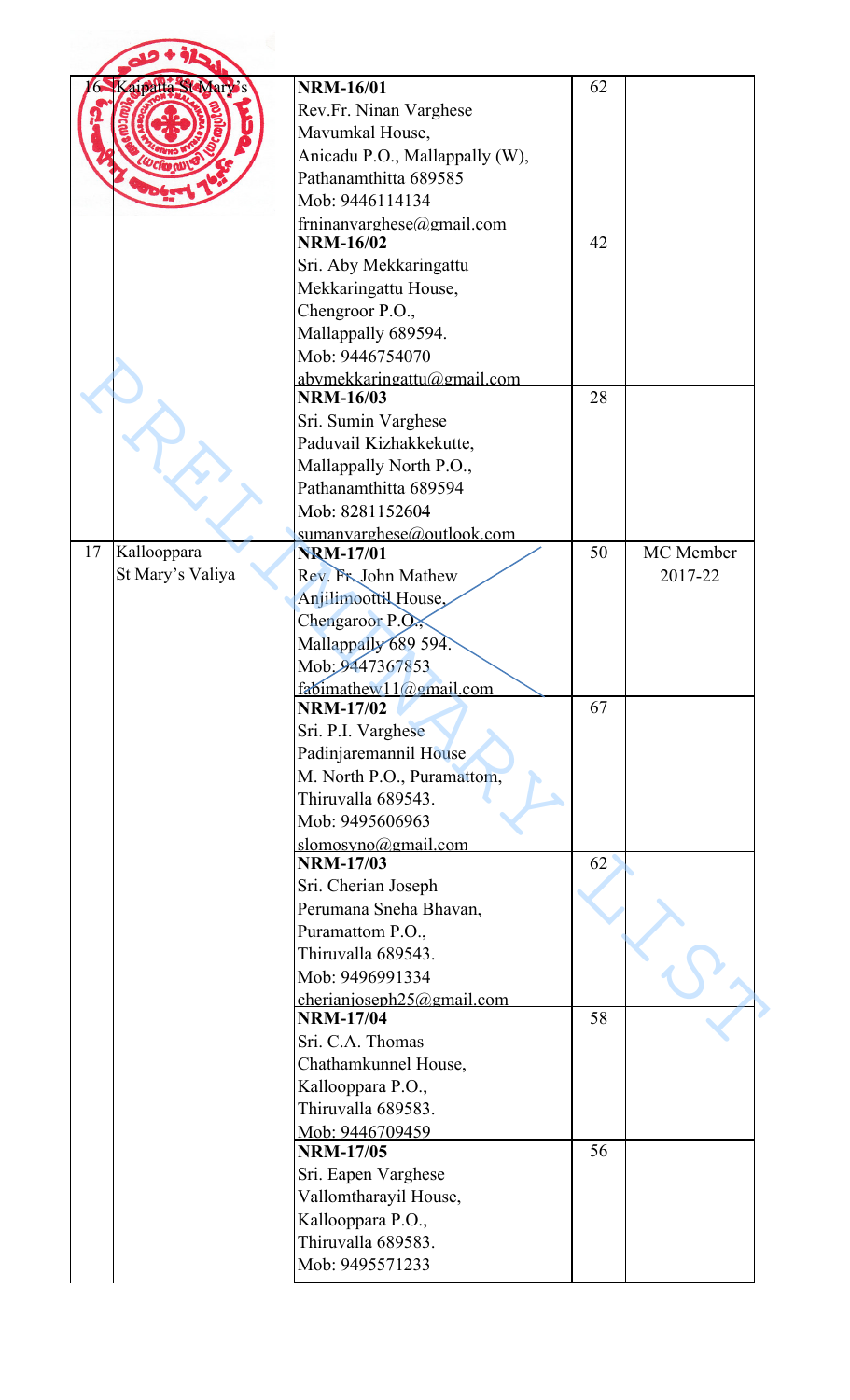| | | | | |
|---|---|---|---|---|
| 16 | Kaipatta St Mary's | **NRM-16/01**<br>Rev.Fr. Ninan Varghese<br>Mavumkal House,<br>Anicadu P.O., Mallappally (W),<br>Pathanamthitta 689585<br>Mob: 9446114134<br>frninanvarghese@gmail.com | 62 | |
| | | **NRM-16/02**<br>Sri. Aby Mekkaringattu<br>Mekkaringattu House,<br>Chengroor P.O.,<br>Mallappally 689594.<br>Mob: 9446754070<br>abymekkaringattu@gmail.com | 42 | |
| | | **NRM-16/03**<br>Sri. Sumin Varghese<br>Paduvail Kizhakkekutte,<br>Mallappally North P.O.,<br>Pathanamthitta 689594<br>Mob: 8281152604<br>sumanvarghese@outlook.com | 28 | |
| 17 | Kallooppara St Mary's Valiya | **NRM-17/01**<br>Rev. Fr. John Mathew<br>Anjilimoottil House,<br>Chengaroor P.O.,<br>Mallappally 689 594.<br>Mob: 9447367853<br>fabimathew11@gmail.com | 50 | MC Member 2017-22 |
| | | **NRM-17/02**<br>Sri. P.I. Varghese<br>Padinjaremannil House<br>M. North P.O., Puramattom,<br>Thiruvalla 689543.<br>Mob: 9495606963<br>slomosyno@gmail.com | 67 | |
| | | **NRM-17/03**<br>Sri. Cherian Joseph<br>Perumana Sneha Bhavan,<br>Puramattom P.O.,<br>Thiruvalla 689543.<br>Mob: 9496991334<br>cherianjoseph25@gmail.com | 62 | |
| | | **NRM-17/04**<br>Sri. C.A. Thomas<br>Chathamkunnel House,<br>Kallooppara P.O.,<br>Thiruvalla 689583.<br>Mob: 9446709459 | 58 | |
| | | **NRM-17/05**<br>Sri. Eapen Varghese<br>Vallomtharayil House,<br>Kallooppara P.O.,<br>Thiruvalla 689583.<br>Mob: 9495571233 | 56 | |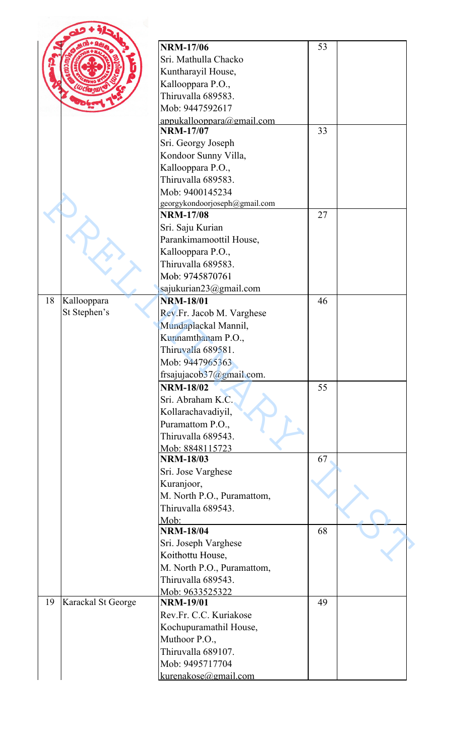| | | | | |
|---|---|---|---|---|
| | | NRM-17/06<br>Sri. Mathulla Chacko<br>Kuntharayil House,<br>Kallooppara P.O.,<br>Thiruvalla 689583.<br>Mob: 9447592617<br>appukallooppara@gmail.com | 53 | |
| | | NRM-17/07<br>Sri. Georgy Joseph<br>Kondoor Sunny Villa,<br>Kallooppara P.O.,<br>Thiruvalla 689583.<br>Mob: 9400145234<br>georgykondoorjoseph@gmail.com | 33 | |
| | | NRM-17/08<br>Sri. Saju Kurian<br>Parankimamoottil House,<br>Kallooppara P.O.,<br>Thiruvalla 689583.<br>Mob: 9745870761<br>sajukurian23@gmail.com | 27 | |
| 18 | Kallooppara St Stephen's | NRM-18/01<br>Rev.Fr. Jacob M. Varghese<br>Mundaplackal Mannil,<br>Kunnamthanam P.O.,<br>Thiruvalla 689581.<br>Mob: 9447965363<br>frsajujacob37@gmail.com. | 46 | |
| | | NRM-18/02<br>Sri. Abraham K.C.<br>Kollarachavadiyil,<br>Puramattom P.O.,<br>Thiruvalla 689543.<br>Mob: 8848115723 | 55 | |
| | | NRM-18/03<br>Sri. Jose Varghese<br>Kuranjoor,<br>M. North P.O., Puramattom,<br>Thiruvalla 689543.<br>Mob: | 67 | |
| | | NRM-18/04<br>Sri. Joseph Varghese<br>Koithottu House,<br>M. North P.O., Puramattom,<br>Thiruvalla 689543.<br>Mob: 9633525322 | 68 | |
| 19 | Karackal St George | NRM-19/01<br>Rev.Fr. C.C. Kuriakose<br>Kochupuramathil House,<br>Muthoor P.O.,<br>Thiruvalla 689107.<br>Mob: 9495717704<br>kurenakose@gmail.com | 49 | |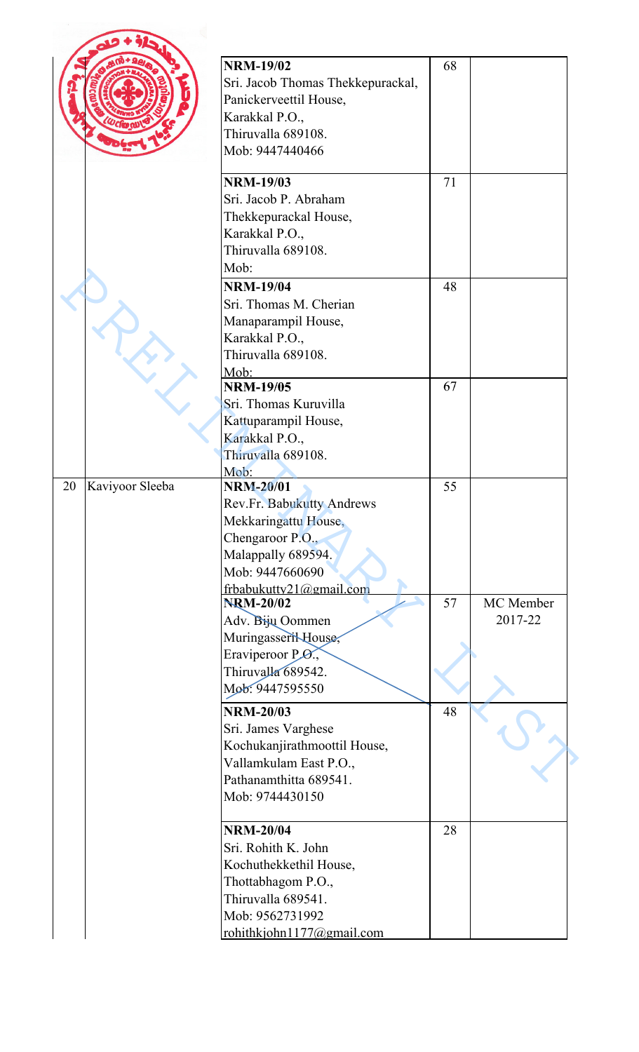| | | | | |
|---|---|---|---|---|
| | | **NRM-19/02**<br>Sri. Jacob Thomas Thekkepurackal,<br>Panickerveettil House,<br>Karakkal P.O.,<br>Thiruvalla 689108.<br>Mob: 9447440466 | 68 | |
| | | **NRM-19/03**<br>Sri. Jacob P. Abraham<br>Thekkepurackal House,<br>Karakkal P.O.,<br>Thiruvalla 689108.<br>Mob: | 71 | |
| | | **NRM-19/04**<br>Sri. Thomas M. Cherian<br>Manaparampil House,<br>Karakkal P.O.,<br>Thiruvalla 689108.<br>Mob: | 48 | |
| | | **NRM-19/05**<br>Sri. Thomas Kuruvilla<br>Kattuparampil House,<br>Karakkal P.O.,<br>Thiruvalla 689108.<br>Mob: | 67 | |
| 20 | Kaviyoor Sleeba | **NRM-20/01**<br>Rev.Fr. Babukutty Andrews<br>Mekkaringattu House,<br>Chengaroor P.O.,<br>Malappally 689594.<br>Mob: 9447660690<br>frbabukutty21@gmail.com | 55 | |
| | | **NRM-20/02**<br>Adv. Biju Oommen<br>Muringasseril House,<br>Eraviperoor P.O.,<br>Thiruvalla 689542.<br>Mob: 9447595550 | 57 | MC Member 2017-22 |
| | | **NRM-20/03**<br>Sri. James Varghese<br>Kochukanjirathmoottil House,<br>Vallamkulam East P.O.,<br>Pathanamthitta 689541.<br>Mob: 9744430150 | 48 | |
| | | **NRM-20/04**<br>Sri. Rohith K. John<br>Kochuthekkethil House,<br>Thottabhagom P.O.,<br>Thiruvalla 689541.<br>Mob: 9562731992<br>rohithkjohn1177@gmail.com | 28 | |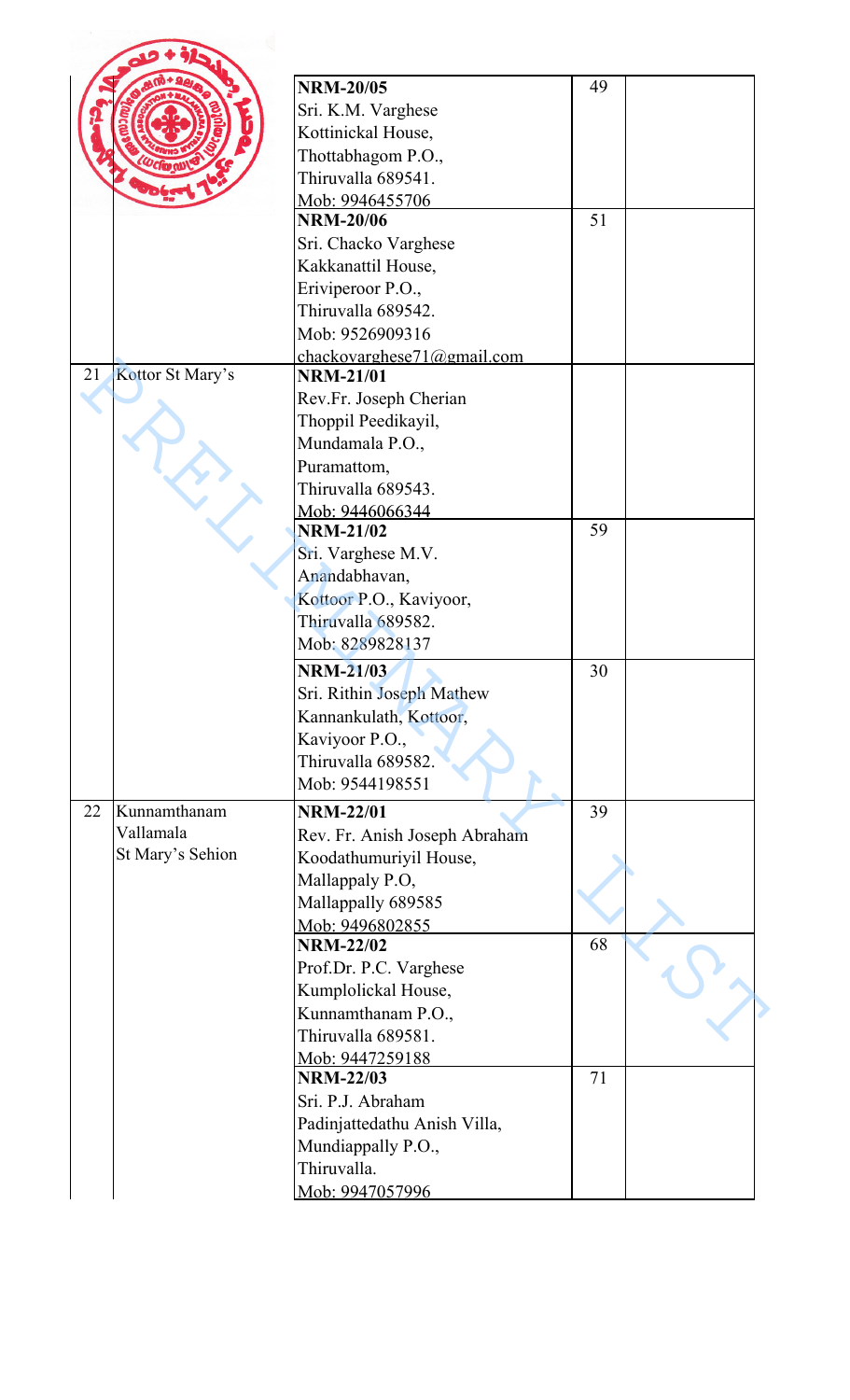| | | | | |
|---|---|---|---|---|
| | | **NRM-20/05**<br>Sri. K.M. Varghese<br>Kottinickal House,<br>Thottabhagom P.O.,<br>Thiruvalla 689541.<br>Mob: 9946455706 | 49 | |
| | | **NRM-20/06**<br>Sri. Chacko Varghese<br>Kakkanattil House,<br>Eriviperoor P.O.,<br>Thiruvalla 689542.<br>Mob: 9526909316<br>chackovarghese71@gmail.com | 51 | |
| 21 | Kottor St Mary's | **NRM-21/01**<br>Rev.Fr. Joseph Cherian<br>Thoppil Peedikayil,<br>Mundamala P.O.,<br>Puramattom,<br>Thiruvalla 689543.<br>Mob: 9446066344 | | |
| | | **NRM-21/02**<br>Sri. Varghese M.V.<br>Anandabhavan,<br>Kottoor P.O., Kaviyoor,<br>Thiruvalla 689582.<br>Mob: 8289828137 | 59 | |
| | | **NRM-21/03**<br>Sri. Rithin Joseph Mathew<br>Kannankulath, Kottoor,<br>Kaviyoor P.O.,<br>Thiruvalla 689582.<br>Mob: 9544198551 | 30 | |
| 22 | Kunnamthanam Vallamala St Mary's Sehion | **NRM-22/01**<br>Rev. Fr. Anish Joseph Abraham<br>Koodathumuriyil House,<br>Mallappaly P.O,<br>Mallappally 689585<br>Mob: 9496802855 | 39 | |
| | | **NRM-22/02**<br>Prof.Dr. P.C. Varghese<br>Kumplolickal House,<br>Kunnamthanam P.O.,<br>Thiruvalla 689581.<br>Mob: 9447259188 | 68 | |
| | | **NRM-22/03**<br>Sri. P.J. Abraham<br>Padinjattedathu Anish Villa,<br>Mundiappally P.O.,<br>Thiruvalla.<br>Mob: 9947057996 | 71 | |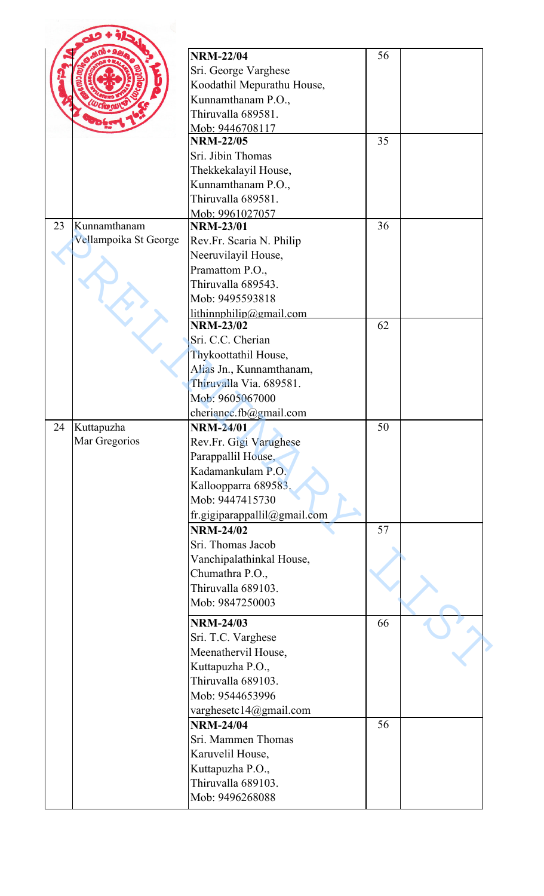| | | | | |
|---|---|---|---|---|
| | | **NRM-22/04**<br>Sri. George Varghese<br>Koodathil Mepurathu House,<br>Kunnamthanam P.O.,<br>Thiruvalla 689581.<br>Mob: 9446708117 | 56 | |
| | | **NRM-22/05**<br>Sri. Jibin Thomas<br>Thekkekalayil House,<br>Kunnamthanam P.O.,<br>Thiruvalla 689581.<br>Mob: 9961027057 | 35 | |
| 23 | Kunnamthanam<br>Vellampoika St George | **NRM-23/01**<br>Rev.Fr. Scaria N. Philip<br>Neeruvilayil House,<br>Pramattom P.O.,<br>Thiruvalla 689543.<br>Mob: 9495593818<br>lithinnphilip@gmail.com | 36 | |
| | | **NRM-23/02**<br>Sri. C.C. Cherian<br>Thykoottathil House,<br>Alias Jn., Kunnamthanam,<br>Thiruvalla Via. 689581.<br>Mob: 9605067000<br>cheriancc.fb@gmail.com | 62 | |
| 24 | Kuttapuzha<br>Mar Gregorios | **NRM-24/01**<br>Rev.Fr. Gigi Varughese<br>Parappallil House,<br>Kadamankulam P.O.<br>Kalloopparra 689583.<br>Mob: 9447415730<br>fr.gigiparappallil@gmail.com | 50 | |
| | | **NRM-24/02**<br>Sri. Thomas Jacob<br>Vanchipalathinkal House,<br>Chumathra P.O.,<br>Thiruvalla 689103.<br>Mob: 9847250003 | 57 | |
| | | **NRM-24/03**<br>Sri. T.C. Varghese<br>Meenathervil House,<br>Kuttapuzha P.O.,<br>Thiruvalla 689103.<br>Mob: 9544653996<br>varghesetc14@gmail.com | 66 | |
| | | **NRM-24/04**<br>Sri. Mammen Thomas<br>Karuvelil House,<br>Kuttapuzha P.O.,<br>Thiruvalla 689103.<br>Mob: 9496268088 | 56 | |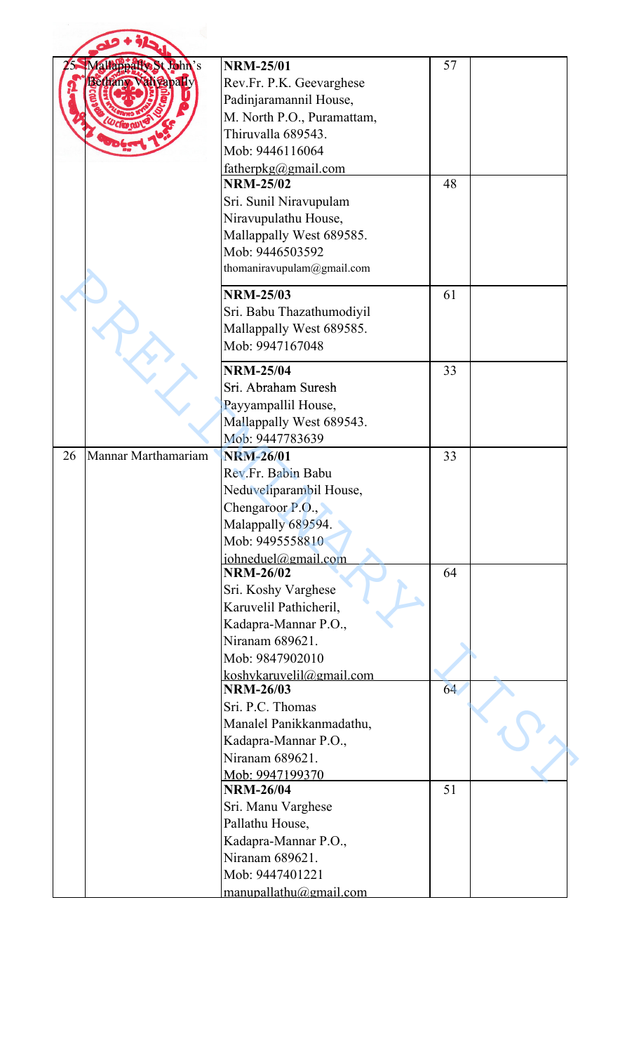| | | | | |
|---|---|---|---|---|
| 25 | Mallappally St John's Bethany Valiyapally | **NRM-25/01**<br>Rev.Fr. P.K. Geevarghese<br>Padinjaramannil House,<br>M. North P.O., Puramattam,<br>Thiruvalla 689543.<br>Mob: 9446116064<br>fatherpkg@gmail.com | 57 | |
| | | **NRM-25/02**<br>Sri. Sunil Niravupulam<br>Niravupulathu House,<br>Mallappally West 689585.<br>Mob: 9446503592<br>thomaniravupulam@gmail.com | 48 | |
| | | **NRM-25/03**<br>Sri. Babu Thazathumodiyil<br>Mallappally West 689585.<br>Mob: 9947167048 | 61 | |
| | | **NRM-25/04**<br>Sri. Abraham Suresh<br>Payyampallil House,<br>Mallappally West 689543.<br>Mob: 9447783639 | 33 | |
| 26 | Mannar Marthamariam | **NRM-26/01**<br>Rev.Fr. Babin Babu<br>Neduveliparambil House,<br>Chengaroor P.O.,<br>Malappally 689594.<br>Mob: 9495558810<br>johneduel@gmail.com | 33 | |
| | | **NRM-26/02**<br>Sri. Koshy Varghese<br>Karuvelil Pathicheril,<br>Kadapra-Mannar P.O.,<br>Niranam 689621.<br>Mob: 9847902010<br>koshykaruvelil@gmail.com | 64 | |
| | | **NRM-26/03**<br>Sri. P.C. Thomas<br>Manalel Panikkanmadathu,<br>Kadapra-Mannar P.O.,<br>Niranam 689621.<br>Mob: 9947199370 | 64 | |
| | | **NRM-26/04**<br>Sri. Manu Varghese<br>Pallathu House,<br>Kadapra-Mannar P.O.,<br>Niranam 689621.<br>Mob: 9447401221<br>manupallathu@gmail.com | 51 | |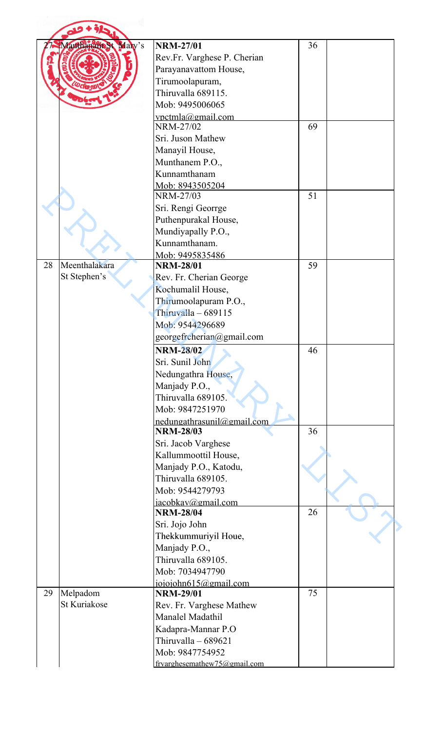| | | | | |
|---|---|---|---|---|
| 27 | Manthanam St. Mary's | **NRM-27/01**<br>Rev.Fr. Varghese P. Cherian<br>Parayanavattom House,<br>Tirumoolapuram,<br>Thiruvalla 689115.<br>Mob: 9495006065<br>vpctmla@gmail.com | 36 | |
| | | NRM-27/02<br>Sri. Juson Mathew<br>Manayil House,<br>Munthanem P.O.,<br>Kunnamthanam<br>Mob: 8943505204 | 69 | |
| | | NRM-27/03<br>Sri. Rengi Georrge<br>Puthenpurakal House,<br>Mundiyapally P.O.,<br>Kunnamthanam.<br>Mob: 9495835486 | 51 | |
| 28 | Meenthalakara St Stephen's | **NRM-28/01**<br>Rev. Fr. Cherian George<br>Kochumalil House,<br>Thirumoolapuram P.O.,<br>Thiruvalla – 689115<br>Mob: 9544296689<br>georgefrcherian@gmail.com | 59 | |
| | | **NRM-28/02**<br>Sri. Sunil John<br>Nedungathra House,<br>Manjady P.O.,<br>Thiruvalla 689105.<br>Mob: 9847251970<br>nedungathrasunil@gmail.com | 46 | |
| | | **NRM-28/03**<br>Sri. Jacob Varghese<br>Kallummoottil House,<br>Manjady P.O., Katodu,<br>Thiruvalla 689105.<br>Mob: 9544279793<br>jacobkav@gmail.com | 36 | |
| | | **NRM-28/04**<br>Sri. Jojo John<br>Thekkummuriyil Houe,<br>Manjady P.O.,<br>Thiruvalla 689105.<br>Mob: 7034947790<br>jojojohn615@gmail.com | 26 | |
| 29 | Melpadom St Kuriakose | **NRM-29/01**<br>Rev. Fr. Varghese Mathew<br>Manalel Madathil<br>Kadapra-Mannar P.O<br>Thiruvalla – 689621<br>Mob: 9847754952<br>frvarghesemathew75@gmail.com | 75 | |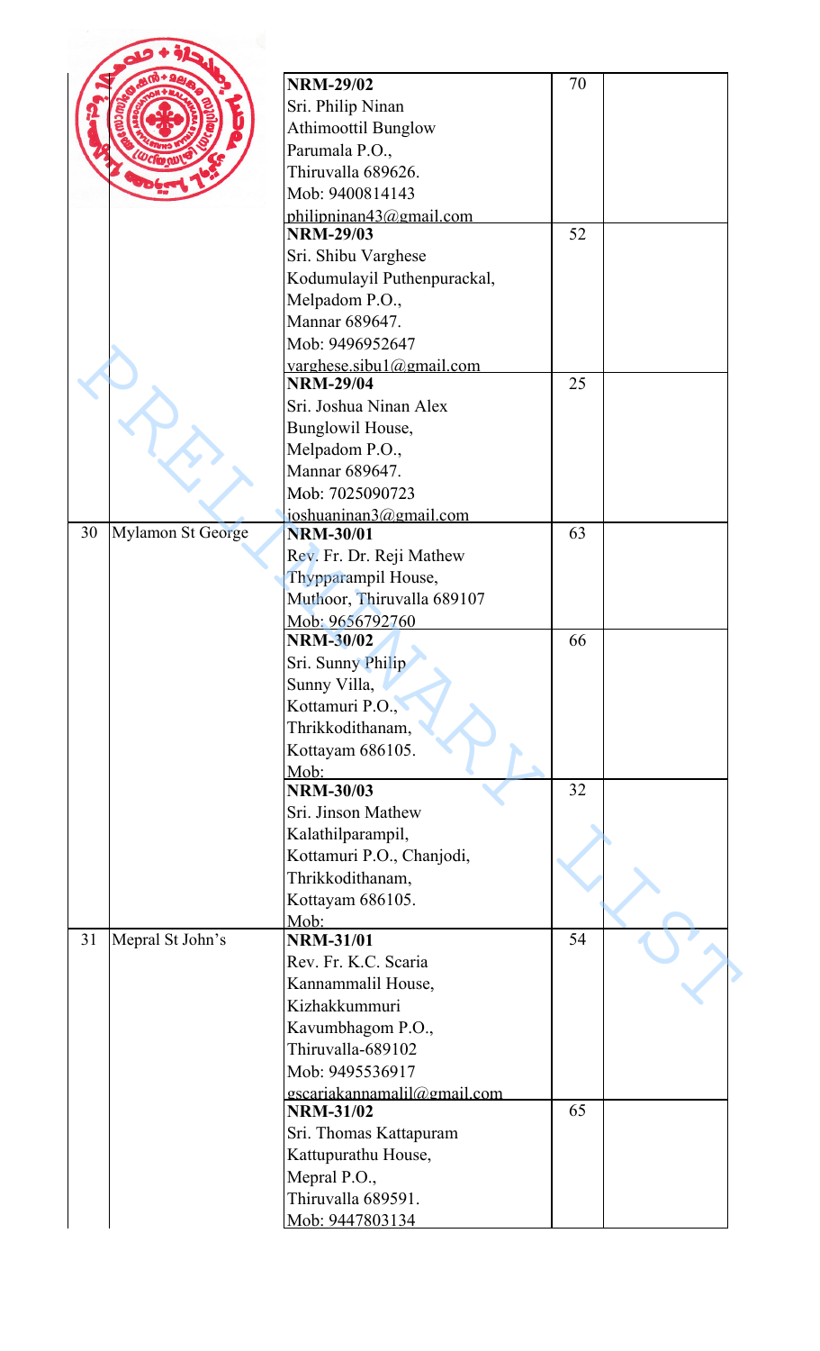| | | | | |
|---|---|---|---|---|
| | | **NRM-29/02**<br>Sri. Philip Ninan<br>Athimoottil Bunglow<br>Parumala P.O.,<br>Thiruvalla 689626.<br>Mob: 9400814143<br>philipninan43@gmail.com | 70 | |
| | | **NRM-29/03**<br>Sri. Shibu Varghese<br>Kodumulayil Puthenpurackal,<br>Melpadom P.O.,<br>Mannar 689647.<br>Mob: 9496952647<br>varghese.sibu1@gmail.com | 52 | |
| | | **NRM-29/04**<br>Sri. Joshua Ninan Alex<br>Bunglowil House,<br>Melpadom P.O.,<br>Mannar 689647.<br>Mob: 7025090723<br>joshuaninan3@gmail.com | 25 | |
| 30 | Mylamon St George | **NRM-30/01**<br>Rev. Fr. Dr. Reji Mathew<br>Thypparampil House,<br>Muthoor, Thiruvalla 689107<br>Mob: 9656792760 | 63 | |
| | | **NRM-30/02**<br>Sri. Sunny Philip<br>Sunny Villa,<br>Kottamuri P.O.,<br>Thrikkodithanam,<br>Kottayam 686105.<br>Mob: | 66 | |
| | | **NRM-30/03**<br>Sri. Jinson Mathew<br>Kalathilparampil,<br>Kottamuri P.O., Chanjodi,<br>Thrikkodithanam,<br>Kottayam 686105.<br>Mob: | 32 | |
| 31 | Mepral St John's | **NRM-31/01**<br>Rev. Fr. K.C. Scaria<br>Kannammalil House,<br>Kizhakkummuri<br>Kavumbhagom P.O.,<br>Thiruvalla-689102<br>Mob: 9495536917<br>gscariakannamalil@gmail.com | 54 | |
| | | **NRM-31/02**<br>Sri. Thomas Kattapuram<br>Kattupurathu House,<br>Mepral P.O.,<br>Thiruvalla 689591.<br>Mob: 9447803134 | 65 | |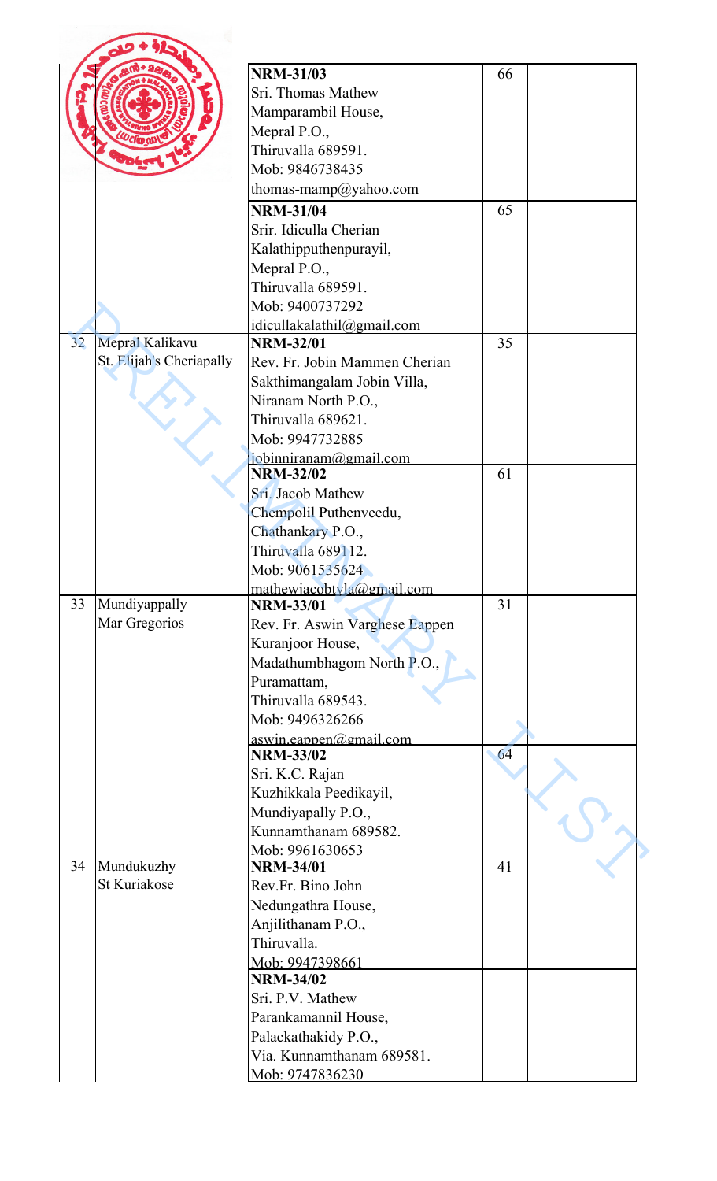| | | | | |
|---|---|---|---|---|
| | | **NRM-31/03**<br>Sri. Thomas Mathew<br>Mamparambil House,<br>Mepral P.O.,<br>Thiruvalla 689591.<br>Mob: 9846738435<br>thomas-mamp@yahoo.com | 66 | |
| | | **NRM-31/04**<br>Srir. Idiculla Cherian<br>Kalathipputhenpurayil,<br>Mepral P.O.,<br>Thiruvalla 689591.<br>Mob: 9400737292<br>idicullakalathil@gmail.com | 65 | |
| 32 | Mepral Kalikavu<br>St. Elijah's Cheriapally | **NRM-32/01**<br>Rev. Fr. Jobin Mammen Cherian<br>Sakthimangalam Jobin Villa,<br>Niranam North P.O.,<br>Thiruvalla 689621.<br>Mob: 9947732885<br>jobinniranam@gmail.com | 35 | |
| | | **NRM-32/02**<br>Sri. Jacob Mathew<br>Chempolil Puthenveedu,<br>Chathankary P.O.,<br>Thiruvalla 689112.<br>Mob: 9061535624<br>mathewjacobtvla@gmail.com | 61 | |
| 33 | Mundiyappally<br>Mar Gregorios | **NRM-33/01**<br>Rev. Fr. Aswin Varghese Eappen<br>Kuranjoor House,<br>Madathumbhagom North P.O.,<br>Puramattam,<br>Thiruvalla 689543.<br>Mob: 9496326266<br>aswin.eappen@gmail.com | 31 | |
| | | **NRM-33/02**<br>Sri. K.C. Rajan<br>Kuzhikkala Peedikayil,<br>Mundiyapally P.O.,<br>Kunnamthanam 689582.<br>Mob: 9961630653 | 64 | |
| 34 | Mundukuzhy<br>St Kuriakose | **NRM-34/01**<br>Rev.Fr. Bino John<br>Nedungathra House,<br>Anjilithanam P.O.,<br>Thiruvalla.<br>Mob: 9947398661 | 41 | |
| | | **NRM-34/02**<br>Sri. P.V. Mathew<br>Parankamannil House,<br>Palackathakidy P.O.,<br>Via. Kunnamthanam 689581.<br>Mob: 9747836230 | | |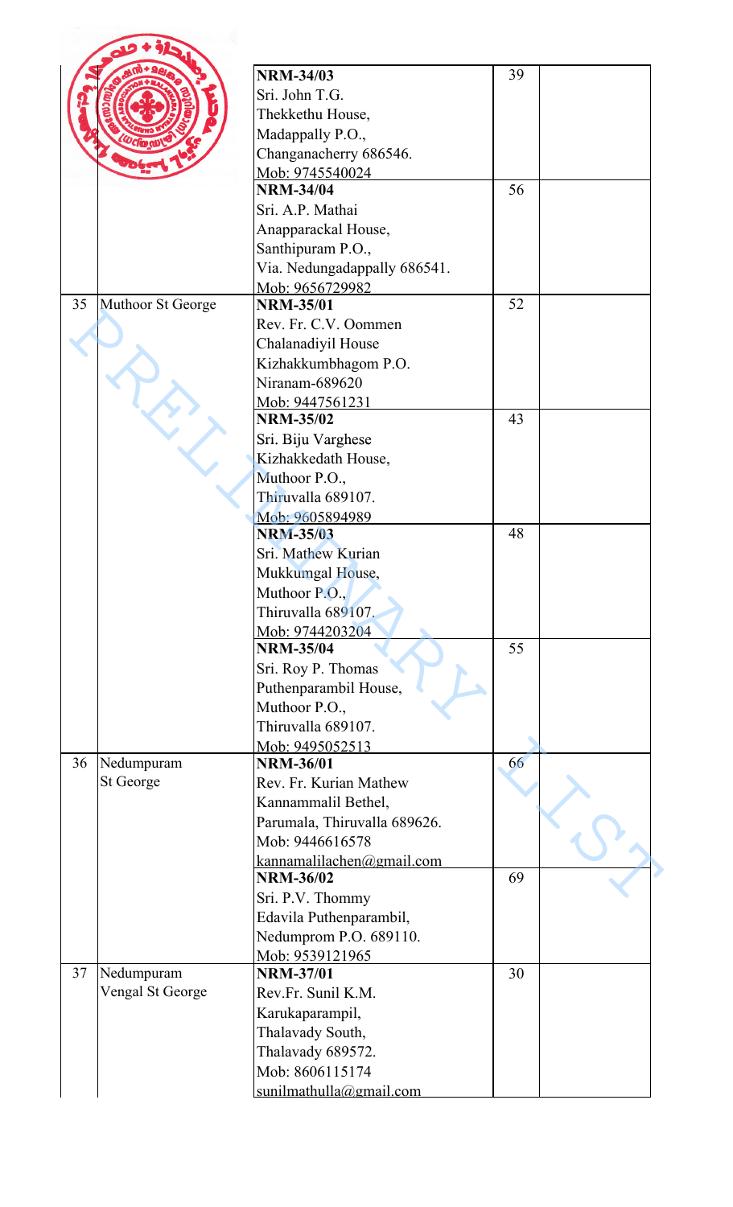| | | | | |
|---|---|---|---|---|
| | | **NRM-34/03**<br>Sri. John T.G.<br>Thekkethu House,<br>Madappally P.O.,<br>Changanacherry 686546.<br>Mob: 9745540024 | 39 | |
| | | **NRM-34/04**<br>Sri. A.P. Mathai<br>Anapparackal House,<br>Santhipuram P.O.,<br>Via. Nedungadappally 686541.<br>Mob: 9656729982 | 56 | |
| 35 | Muthoor St George | **NRM-35/01**<br>Rev. Fr. C.V. Oommen<br>Chalanadiyil House<br>Kizhakkumbhagom P.O.<br>Niranam-689620<br>Mob: 9447561231 | 52 | |
| | | **NRM-35/02**<br>Sri. Biju Varghese<br>Kizhakkedath House,<br>Muthoor P.O.,<br>Thiruvalla 689107.<br>Mob: 9605894989 | 43 | |
| | | **NRM-35/03**<br>Sri. Mathew Kurian<br>Mukkumgal House,<br>Muthoor P.O.,<br>Thiruvalla 689107.<br>Mob: 9744203204 | 48 | |
| | | **NRM-35/04**<br>Sri. Roy P. Thomas<br>Puthenparambil House,<br>Muthoor P.O.,<br>Thiruvalla 689107.<br>Mob: 9495052513 | 55 | |
| 36 | Nedumpuram St George | **NRM-36/01**<br>Rev. Fr. Kurian Mathew<br>Kannammalil Bethel,<br>Parumala, Thiruvalla 689626.<br>Mob: 9446616578<br>kannamalilachen@gmail.com | 66 | |
| | | **NRM-36/02**<br>Sri. P.V. Thommy<br>Edavila Puthenparambil,<br>Nedumprom P.O. 689110.<br>Mob: 9539121965 | 69 | |
| 37 | Nedumpuram Vengal St George | **NRM-37/01**<br>Rev.Fr. Sunil K.M.<br>Karukaparampil,<br>Thalavady South,<br>Thalavady 689572.<br>Mob: 8606115174<br>sunilmathulla@gmail.com | 30 | |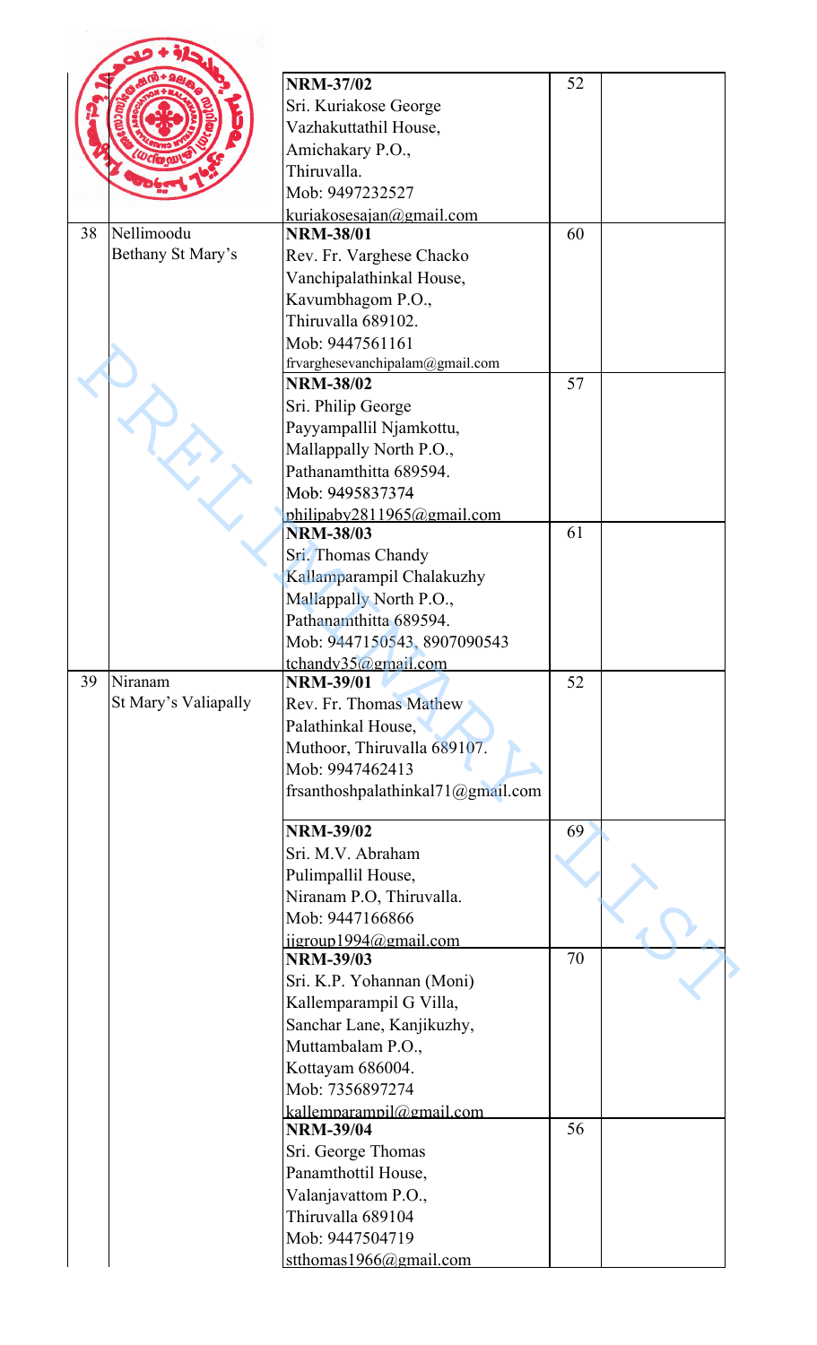| | | | | |
|---|---|---|---|---|
| | | **NRM-37/02**<br>Sri. Kuriakose George<br>Vazhakuttathil House,<br>Amichakary P.O.,<br>Thiruvalla.<br>Mob: 9497232527<br>kuriakosesajan@gmail.com | 52 | |
| 38 | Nellimoodu<br>Bethany St Mary's | **NRM-38/01**<br>Rev. Fr. Varghese Chacko<br>Vanchipalathinkal House,<br>Kavumbhagom P.O.,<br>Thiruvalla 689102.<br>Mob: 9447561161<br>frvarghesevanchipalam@gmail.com | 60 | |
| | | **NRM-38/02**<br>Sri. Philip George<br>Payyampallil Njamkottu,<br>Mallappally North P.O.,<br>Pathanamthitta 689594.<br>Mob: 9495837374<br>philipaby2811965@gmail.com | 57 | |
| | | **NRM-38/03**<br>Sri. Thomas Chandy<br>Kallamparampil Chalakuzhy<br>Mallappally North P.O.,<br>Pathanamthitta 689594.<br>Mob: 9447150543, 8907090543<br>tchandy35@gmail.com | 61 | |
| 39 | Niranam<br>St Mary's Valiapally | **NRM-39/01**<br>Rev. Fr. Thomas Mathew<br>Palathinkal House,<br>Muthoor, Thiruvalla 689107.<br>Mob: 9947462413<br>frsanthoshpalathinkal71@gmail.com | 52 | |
| | | **NRM-39/02**<br>Sri. M.V. Abraham<br>Pulimpallil House,<br>Niranam P.O, Thiruvalla.<br>Mob: 9447166866<br>jjgroup1994@gmail.com | 69 | |
| | | **NRM-39/03**<br>Sri. K.P. Yohannan (Moni)<br>Kallemparampil G Villa,<br>Sanchar Lane, Kanjikuzhy,<br>Muttambalam P.O.,<br>Kottayam 686004.<br>Mob: 7356897274<br>kallemparampil@gmail.com | 70 | |
| | | **NRM-39/04**<br>Sri. George Thomas<br>Panamthottil House,<br>Valanjavattom P.O.,<br>Thiruvalla 689104<br>Mob: 9447504719<br>stthomas1966@gmail.com | 56 | |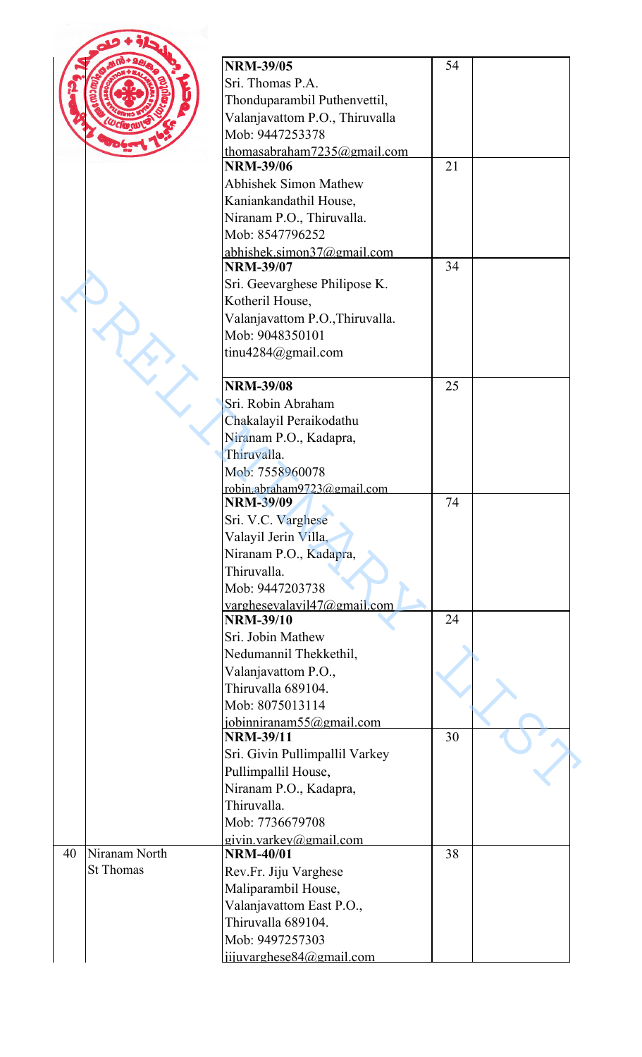| | | | | |
|---|---|---|---|---|
| | | **NRM-39/05**<br>Sri. Thomas P.A.<br>Thonduparambil Puthenvettil,<br>Valanjavattom P.O., Thiruvalla<br>Mob: 9447253378<br>thomasabraham7235@gmail.com | 54 | |
| | | **NRM-39/06**<br>Abhishek Simon Mathew<br>Kaniankandathil House,<br>Niranam P.O., Thiruvalla.<br>Mob: 8547796252<br>abhishek.simon37@gmail.com | 21 | |
| | | **NRM-39/07**<br>Sri. Geevarghese Philipose K.<br>Kotheril House,<br>Valanjavattom P.O.,Thiruvalla.<br>Mob: 9048350101<br>tinu4284@gmail.com | 34 | |
| | | **NRM-39/08**<br>Sri. Robin Abraham<br>Chakalayil Peraikodathu<br>Niranam P.O., Kadapra,<br>Thiruvalla.<br>Mob: 7558960078<br>robin.abraham9723@gmail.com | 25 | |
| | | **NRM-39/09**<br>Sri. V.C. Varghese<br>Valayil Jerin Villa,<br>Niranam P.O., Kadapra,<br>Thiruvalla.<br>Mob: 9447203738<br>varghesevalayil47@gmail.com | 74 | |
| | | **NRM-39/10**<br>Sri. Jobin Mathew<br>Nedumannil Thekkethil,<br>Valanjavattom P.O.,<br>Thiruvalla 689104.<br>Mob: 8075013114<br>jobinniranam55@gmail.com | 24 | |
| | | **NRM-39/11**<br>Sri. Givin Pullimpallil Varkey<br>Pullimpallil House,<br>Niranam P.O., Kadapra,<br>Thiruvalla.<br>Mob: 7736679708<br>givin.varkey@gmail.com | 30 | |
| 40 | Niranam North<br>St Thomas | **NRM-40/01**<br>Rev.Fr. Jiju Varghese<br>Maliparambil House,<br>Valanjavattom East P.O.,<br>Thiruvalla 689104.<br>Mob: 9497257303<br>jijuvarghese84@gmail.com | 38 | |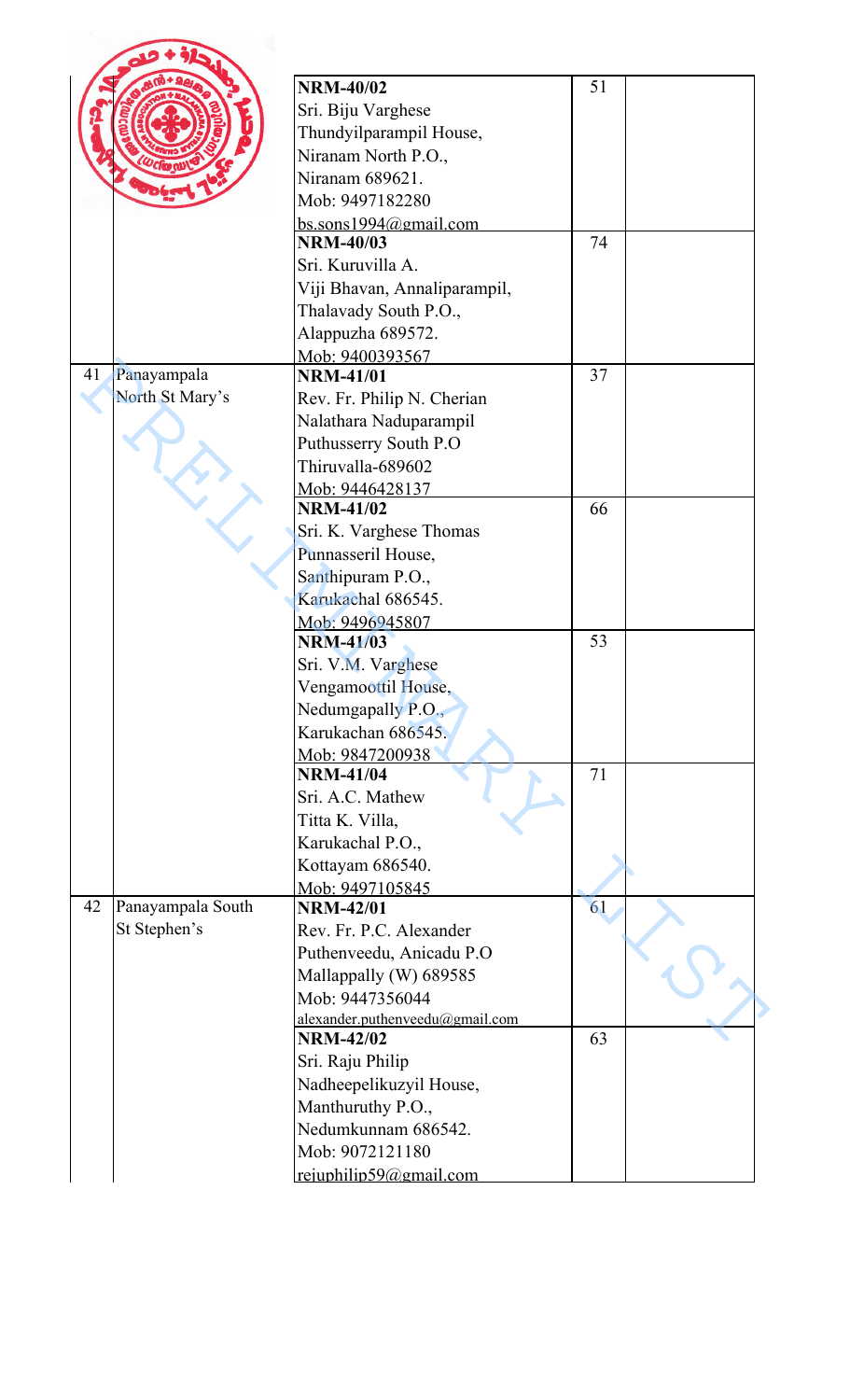| | | | | |
|---|---|---|---|---|
| | | **NRM-40/02**<br>Sri. Biju Varghese<br>Thundyilparampil House,<br>Niranam North P.O.,<br>Niranam 689621.<br>Mob: 9497182280<br>bs.sons1994@gmail.com | 51 | |
| | | **NRM-40/03**<br>Sri. Kuruvilla A.<br>Viji Bhavan, Annaliparampil,<br>Thalavady South P.O.,<br>Alappuzha 689572.<br>Mob: 9400393567 | 74 | |
| 41 | Panayampala North St Mary's | **NRM-41/01**<br>Rev. Fr. Philip N. Cherian<br>Nalathara Naduparampil<br>Puthusserry South P.O<br>Thiruvalla-689602<br>Mob: 9446428137 | 37 | |
| | | **NRM-41/02**<br>Sri. K. Varghese Thomas<br>Punnasseril House,<br>Santhipuram P.O.,<br>Karukachal 686545.<br>Mob: 9496945807 | 66 | |
| | | **NRM-41/03**<br>Sri. V.M. Varghese<br>Vengamoottil House,<br>Nedumgapally P.O.,<br>Karukachan 686545.<br>Mob: 9847200938 | 53 | |
| | | **NRM-41/04**<br>Sri. A.C. Mathew<br>Titta K. Villa,<br>Karukachal P.O.,<br>Kottayam 686540.<br>Mob: 9497105845 | 71 | |
| 42 | Panayampala South St Stephen's | **NRM-42/01**<br>Rev. Fr. P.C. Alexander<br>Puthenveedu, Anicadu P.O<br>Mallappally (W) 689585<br>Mob: 9447356044<br>alexander.puthenveedu@gmail.com | 61 | |
| | | **NRM-42/02**<br>Sri. Raju Philip<br>Nadheepelikuzyil House,<br>Manthuruthy P.O.,<br>Nedumkunnam 686542.<br>Mob: 9072121180<br>rejuphilip59@gmail.com | 63 | |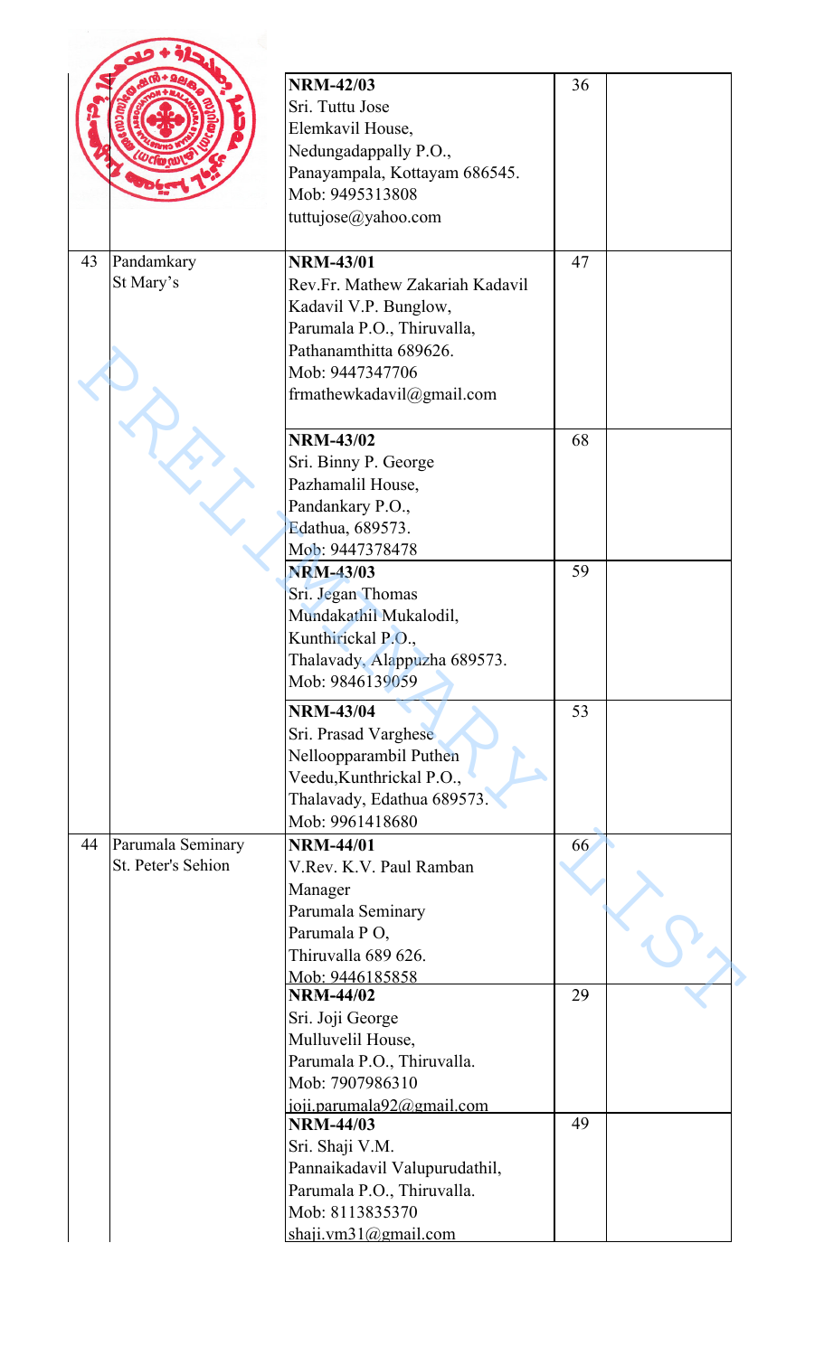| | | | | |
|---|---|---|---|---|
| | | **NRM-42/03**<br>Sri. Tuttu Jose<br>Elemkavil House,<br>Nedungadappally P.O.,<br>Panayampala, Kottayam 686545.<br>Mob: 9495313808<br>tuttujose@yahoo.com | 36 | |
| 43 | Pandamkary<br>St Mary's | **NRM-43/01**<br>Rev.Fr. Mathew Zakariah Kadavil<br>Kadavil V.P. Bunglow,<br>Parumala P.O., Thiruvalla,<br>Pathanamthitta 689626.<br>Mob: 9447347706<br>frmathewkadavil@gmail.com | 47 | |
| | | **NRM-43/02**<br>Sri. Binny P. George<br>Pazhamalil House,<br>Pandankary P.O.,<br>Edathua, 689573.<br>Mob: 9447378478 | 68 | |
| | | **NRM-43/03**<br>Sri. Jegan Thomas<br>Mundakathil Mukalodil,<br>Kunthirickal P.O.,<br>Thalavady, Alappuzha 689573.<br>Mob: 9846139059 | 59 | |
| | | **NRM-43/04**<br>Sri. Prasad Varghese<br>Nelloopparambil Puthen<br>Veedu,Kunthrickal P.O.,<br>Thalavady, Edathua 689573.<br>Mob: 9961418680 | 53 | |
| 44 | Parumala Seminary<br>St. Peter's Sehion | **NRM-44/01**<br>V.Rev. K.V. Paul Ramban<br>Manager<br>Parumala Seminary<br>Parumala P O,<br>Thiruvalla 689 626.<br>Mob: 9446185858 | 66 | |
| | | **NRM-44/02**<br>Sri. Joji George<br>Mulluvelil House,<br>Parumala P.O., Thiruvalla.<br>Mob: 7907986310<br>joji.parumala92@gmail.com | 29 | |
| | | **NRM-44/03**<br>Sri. Shaji V.M.<br>Pannaikadavil Valupurudathil,<br>Parumala P.O., Thiruvalla.<br>Mob: 8113835370<br>shaji.vm31@gmail.com | 49 | |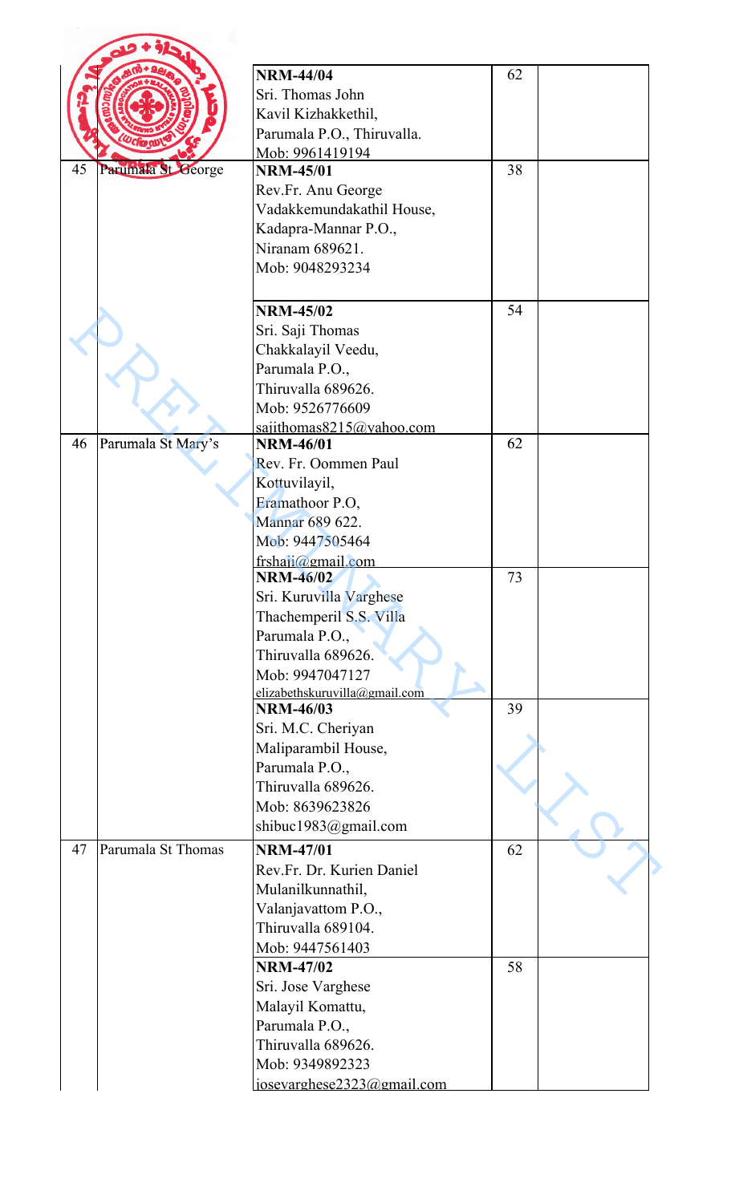| | | | | |
|---|---|---|---|---|
| | | **NRM-44/04**<br>Sri. Thomas John<br>Kavil Kizhakkethil,<br>Parumala P.O., Thiruvalla.<br>Mob: 9961419194 | 62 | |
| 45 | Parumala St George | **NRM-45/01**<br>Rev.Fr. Anu George<br>Vadakkemundakathil House,<br>Kadapra-Mannar P.O.,<br>Niranam 689621.<br>Mob: 9048293234 | 38 | |
| | | **NRM-45/02**<br>Sri. Saji Thomas<br>Chakkalayil Veedu,<br>Parumala P.O.,<br>Thiruvalla 689626.<br>Mob: 9526776609<br>sajithomas8215@yahoo.com | 54 | |
| 46 | Parumala St Mary's | **NRM-46/01**<br>Rev. Fr. Oommen Paul<br>Kottuvilayil,<br>Eramathoor P.O,<br>Mannar 689 622.<br>Mob: 9447505464<br>frshaji@gmail.com | 62 | |
| | | **NRM-46/02**<br>Sri. Kuruvilla Varghese<br>Thachemperil S.S. Villa<br>Parumala P.O.,<br>Thiruvalla 689626.<br>Mob: 9947047127<br>elizabethskuruvilla@gmail.com | 73 | |
| | | **NRM-46/03**<br>Sri. M.C. Cheriyan<br>Maliparambil House,<br>Parumala P.O.,<br>Thiruvalla 689626.<br>Mob: 8639623826<br>shibuc1983@gmail.com | 39 | |
| 47 | Parumala St Thomas | **NRM-47/01**<br>Rev.Fr. Dr. Kurien Daniel<br>Mulanilkunnathil,<br>Valanjavattom P.O.,<br>Thiruvalla 689104.<br>Mob: 9447561403 | 62 | |
| | | **NRM-47/02**<br>Sri. Jose Varghese<br>Malayil Komattu,<br>Parumala P.O.,<br>Thiruvalla 689626.<br>Mob: 9349892323<br>josevarghese2323@gmail.com | 58 | |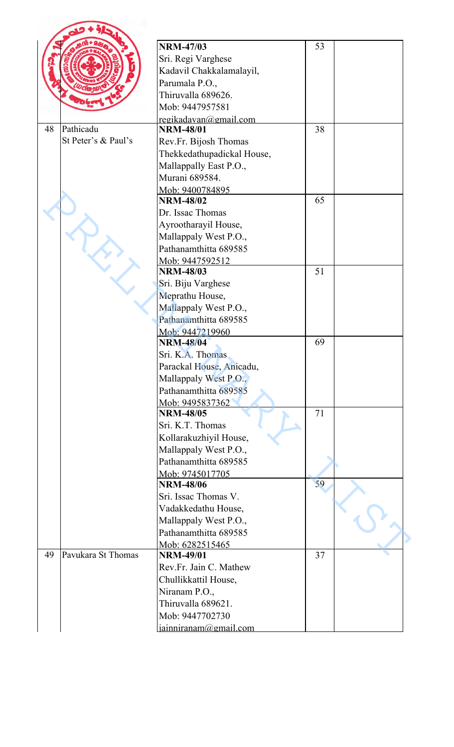| | | | | |
|---|---|---|---|---|
| | | **NRM-47/03**<br>Sri. Regi Varghese<br>Kadavil Chakkalamalayil,<br>Parumala P.O.,<br>Thiruvalla 689626.<br>Mob: 9447957581<br>regikadavan@gmail.com | 53 | |
| 48 | Pathicadu<br>St Peter's & Paul's | **NRM-48/01**<br>Rev.Fr. Bijosh Thomas<br>Thekkedathupadickal House,<br>Mallappally East P.O.,<br>Murani 689584.<br>Mob: 9400784895 | 38 | |
| | | **NRM-48/02**<br>Dr. Issac Thomas<br>Ayrootharayil House,<br>Mallappaly West P.O.,<br>Pathanamthitta 689585<br>Mob: 9447592512 | 65 | |
| | | **NRM-48/03**<br>Sri. Biju Varghese<br>Meprathu House,<br>Mallappaly West P.O.,<br>Pathanamthitta 689585<br>Mob: 9447219960 | 51 | |
| | | **NRM-48/04**<br>Sri. K.A. Thomas<br>Parackal House, Anicadu,<br>Mallappaly West P.O.,<br>Pathanamthitta 689585<br>Mob: 9495837362 | 69 | |
| | | **NRM-48/05**<br>Sri. K.T. Thomas<br>Kollarakuzhiyil House,<br>Mallappaly West P.O.,<br>Pathanamthitta 689585<br>Mob: 9745017705 | 71 | |
| | | **NRM-48/06**<br>Sri. Issac Thomas V.<br>Vadakkedathu House,<br>Mallappaly West P.O.,<br>Pathanamthitta 689585<br>Mob: 6282515465 | 59 | |
| 49 | Pavukara St Thomas | **NRM-49/01**<br>Rev.Fr. Jain C. Mathew<br>Chullikkattil House,<br>Niranam P.O.,<br>Thiruvalla 689621.<br>Mob: 9447702730<br>jainniranam@gmail.com | 37 | |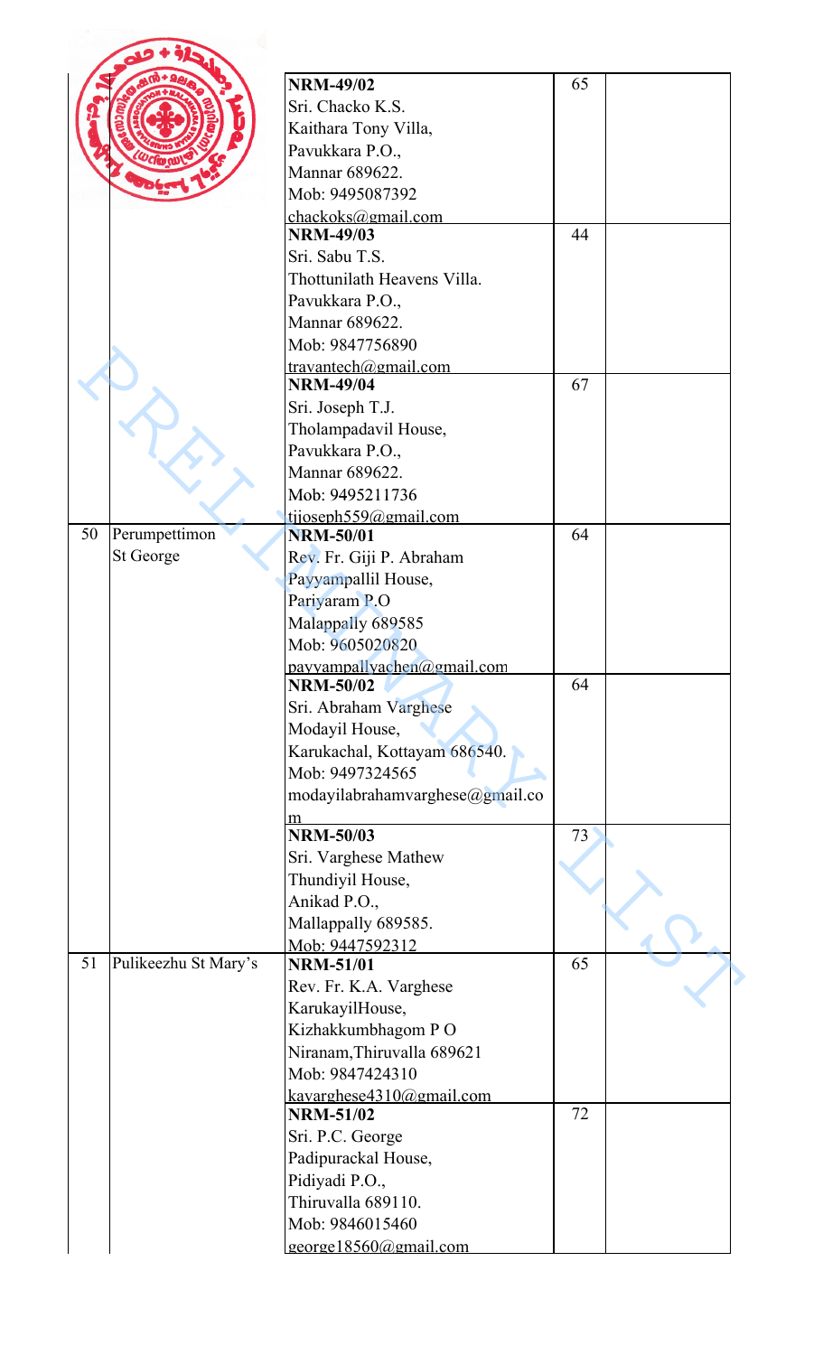| | | | | |
|---|---|---|---|---|
| | | **NRM-49/02**<br>Sri. Chacko K.S.<br>Kaithara Tony Villa,<br>Pavukkara P.O.,<br>Mannar 689622.<br>Mob: 9495087392<br>chackoks@gmail.com | 65 | |
| | | **NRM-49/03**<br>Sri. Sabu T.S.<br>Thottunilath Heavens Villa.<br>Pavukkara P.O.,<br>Mannar 689622.<br>Mob: 9847756890<br>travantech@gmail.com | 44 | |
| | | **NRM-49/04**<br>Sri. Joseph T.J.<br>Tholampadavil House,<br>Pavukkara P.O.,<br>Mannar 689622.<br>Mob: 9495211736<br>tjjoseph559@gmail.com | 67 | |
| 50 | Perumpettimon St George | **NRM-50/01**<br>Rev. Fr. Giji P. Abraham<br>Payyampallil House,<br>Pariyaram P.O<br>Malappally 689585<br>Mob: 9605020820<br>payyampallyachen@gmail.com | 64 | |
| | | **NRM-50/02**<br>Sri. Abraham Varghese<br>Modayil House,<br>Karukachal, Kottayam 686540.<br>Mob: 9497324565<br>modayilabrahamvarghese@gmail.com | 64 | |
| | | **NRM-50/03**<br>Sri. Varghese Mathew<br>Thundiyil House,<br>Anikad P.O.,<br>Mallappally 689585.<br>Mob: 9447592312 | 73 | |
| 51 | Pulikeezhu St Mary's | **NRM-51/01**<br>Rev. Fr. K.A. Varghese<br>KarukayilHouse,<br>Kizhakkumbhagom P O<br>Niranam,Thiruvalla 689621<br>Mob: 9847424310<br>kavarghese4310@gmail.com | 65 | |
| | | **NRM-51/02**<br>Sri. P.C. George<br>Padipurackal House,<br>Pidiyadi P.O.,<br>Thiruvalla 689110.<br>Mob: 9846015460<br>george18560@gmail.com | 72 | |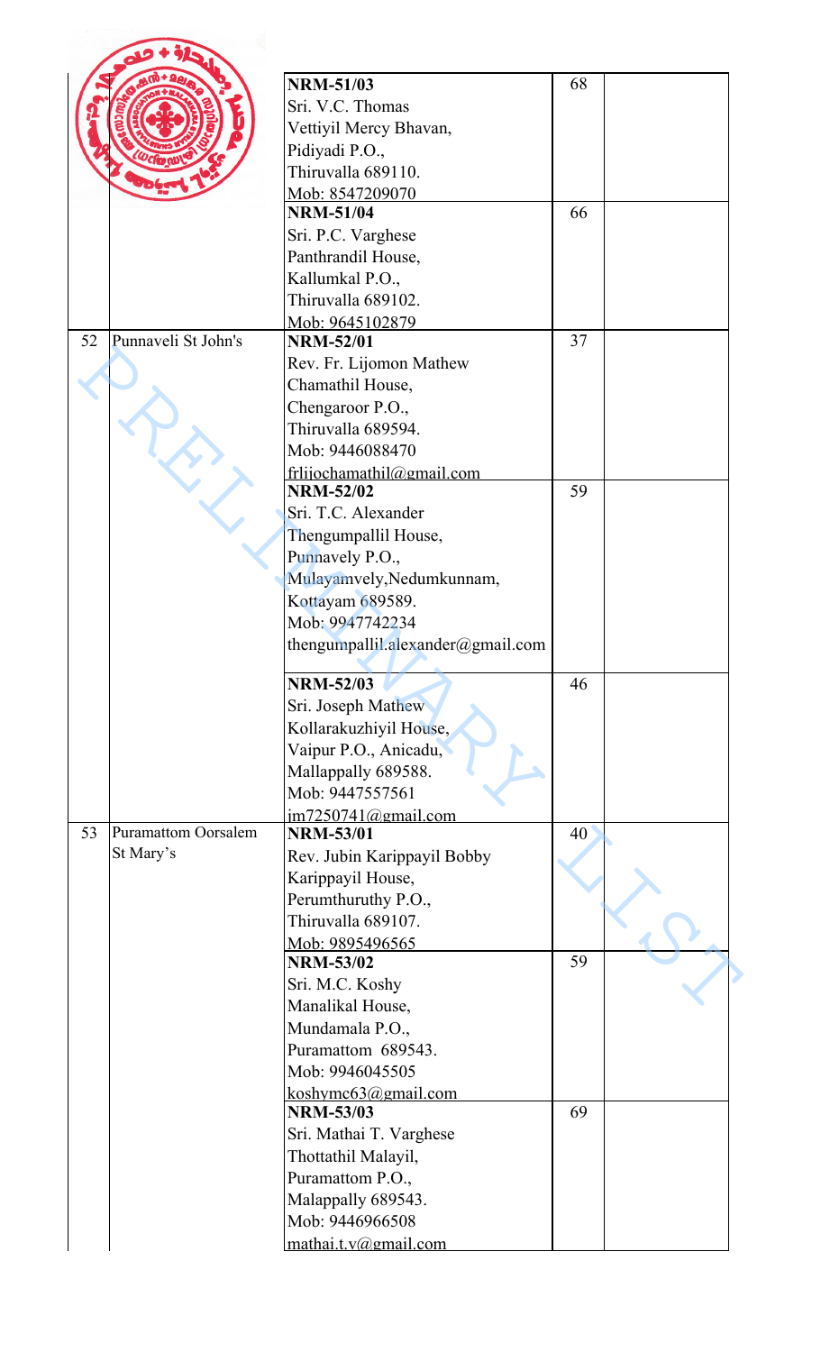| | | | | |
|---|---|---|---|---|
| | | **NRM-51/03**<br>Sri. V.C. Thomas<br>Vettiyil Mercy Bhavan,<br>Pidiyadi P.O.,<br>Thiruvalla 689110.<br>Mob: 8547209070 | 68 | |
| | | **NRM-51/04**<br>Sri. P.C. Varghese<br>Panthrandil House,<br>Kallumkal P.O.,<br>Thiruvalla 689102.<br>Mob: 9645102879 | 66 | |
| 52 | Punnaveli St John's | **NRM-52/01**<br>Rev. Fr. Lijomon Mathew<br>Chamathil House,<br>Chengaroor P.O.,<br>Thiruvalla 689594.<br>Mob: 9446088470<br>frlijochamathil@gmail.com | 37 | |
| | | **NRM-52/02**<br>Sri. T.C. Alexander<br>Thengumpallil House,<br>Punnavely P.O.,<br>Mulayamvely,Nedumkunnam,<br>Kottayam 689589.<br>Mob: 9947742234<br>thengumpallil.alexander@gmail.com | 59 | |
| | | **NRM-52/03**<br>Sri. Joseph Mathew<br>Kollarakuzhiyil House,<br>Vaipur P.O., Anicadu,<br>Mallappally 689588.<br>Mob: 9447557561<br>jm7250741@gmail.com | 46 | |
| 53 | Puramattom Oorsalem St Mary's | **NRM-53/01**<br>Rev. Jubin Karippayil Bobby<br>Karippayil House,<br>Perumthuruthy P.O.,<br>Thiruvalla 689107.<br>Mob: 9895496565 | 40 | |
| | | **NRM-53/02**<br>Sri. M.C. Koshy<br>Manalikal House,<br>Mundamala P.O.,<br>Puramattom 689543.<br>Mob: 9946045505<br>koshymc63@gmail.com | 59 | |
| | | **NRM-53/03**<br>Sri. Mathai T. Varghese<br>Thottathil Malayil,<br>Puramattom P.O.,<br>Malappally 689543.<br>Mob: 9446966508<br>mathai.t.v@gmail.com | 69 | |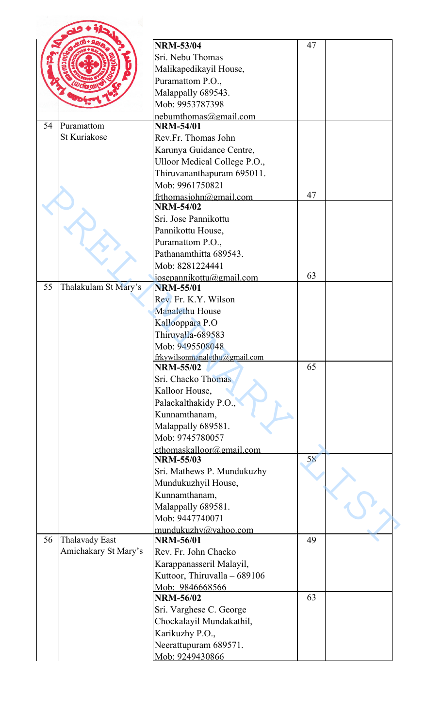| | | | | |
|---|---|---|---|---|
| | | **NRM-53/04**<br>Sri. Nebu Thomas<br>Malikapedikayil House,<br>Puramattom P.O.,<br>Malappally 689543.<br>Mob: 9953787398<br>nebumthomas@gmail.com | 47 | |
| 54 | Puramattom St Kuriakose | **NRM-54/01**<br>Rev.Fr. Thomas John<br>Karunya Guidance Centre,<br>Ulloor Medical College P.O.,<br>Thiruvananthapuram 695011.<br>Mob: 9961750821<br>frthomasjohn@gmail.com | 47 | |
| | | **NRM-54/02**<br>Sri. Jose Pannikottu<br>Pannikottu House,<br>Puramattom P.O.,<br>Pathanamthitta 689543.<br>Mob: 8281224441<br>josepannikottu@gmail.com | 63 | |
| 55 | Thalakulam St Mary's | **NRM-55/01**<br>Rev. Fr. K.Y. Wilson<br>Manalethu House<br>Kallooppara P.O<br>Thiruvalla-689583<br>Mob: 9495508048<br>frkywilsonmanalethu@gmail.com | | |
| | | **NRM-55/02**<br>Sri. Chacko Thomas<br>Kalloor House,<br>Palackalthakidy P.O.,<br>Kunnamthanam,<br>Malappally 689581.<br>Mob: 9745780057<br>cthomaskalloor@gmail.com | 65 | |
| | | **NRM-55/03**<br>Sri. Mathews P. Mundukuzhy<br>Mundukuzhyil House,<br>Kunnamthanam,<br>Malappally 689581.<br>Mob: 9447740071<br>mundukuzhy@yahoo.com | 58 | |
| 56 | Thalavady East Amichakary St Mary's | **NRM-56/01**<br>Rev. Fr. John Chacko<br>Karappanasseril Malayil,<br>Kuttoor, Thiruvalla – 689106<br>Mob: 9846668566 | 49 | |
| | | **NRM-56/02**<br>Sri. Varghese C. George<br>Chockalayil Mundakathil,<br>Karikuzhy P.O.,<br>Neerattupuram 689571.<br>Mob: 9249430866 | 63 | |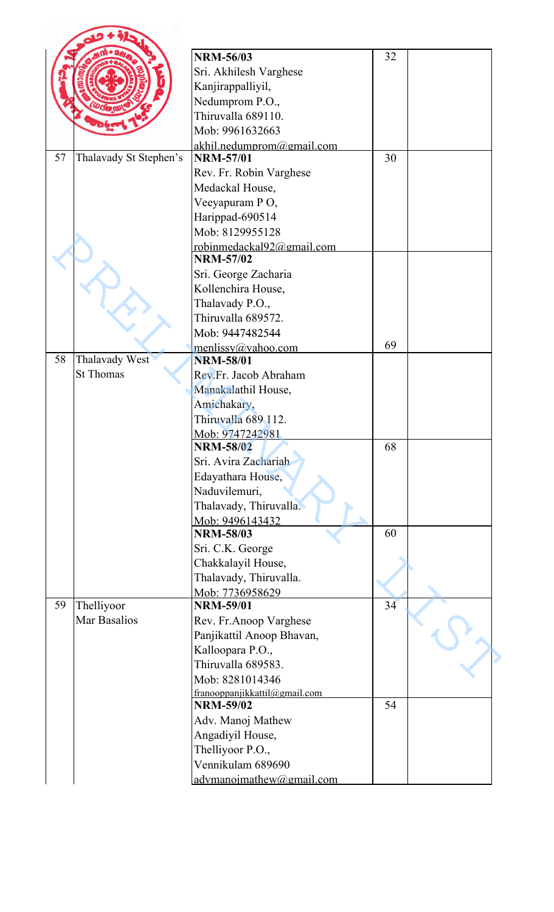| | | | | |
|---|---|---|---|---|
| | | **NRM-56/03**<br>Sri. Akhilesh Varghese<br>Kanjirappalliyil,<br>Nedumprom P.O.,<br>Thiruvalla 689110.<br>Mob: 9961632663<br>akhil.nedumprom@gmail.com | 32 | |
| 57 | Thalavady St Stephen's | **NRM-57/01**<br>Rev. Fr. Robin Varghese<br>Medackal House,<br>Veeyapuram P O,<br>Harippad-690514<br>Mob: 8129955128<br>robinmedackal92@gmail.com | 30 | |
| | | **NRM-57/02**<br>Sri. George Zacharia<br>Kollenchira House,<br>Thalavady P.O.,<br>Thiruvalla 689572.<br>Mob: 9447482544<br>menlissy@yahoo.com | 69 | |
| 58 | Thalavady West St Thomas | **NRM-58/01**<br>Rev.Fr. Jacob Abraham<br>Manakalathil House,<br>Amichakary,<br>Thiruvalla 689 112.<br>Mob: 9747242981 | | |
| | | **NRM-58/02**<br>Sri. Avira Zachariah<br>Edayathara House,<br>Naduvilemuri,<br>Thalavady, Thiruvalla.<br>Mob: 9496143432 | 68 | |
| | | **NRM-58/03**<br>Sri. C.K. George<br>Chakkalayil House,<br>Thalavady, Thiruvalla.<br>Mob: 7736958629 | 60 | |
| 59 | Thelliyoor Mar Basalios | **NRM-59/01**<br>Rev. Fr.Anoop Varghese<br>Panjikattil Anoop Bhavan,<br>Kalloopara P.O.,<br>Thiruvalla 689583.<br>Mob: 8281014346<br>franooppanjikkattil@gmail.com | 34 | |
| | | **NRM-59/02**<br>Adv. Manoj Mathew<br>Angadiyil House,<br>Thelliyoor P.O.,<br>Vennikulam 689690<br>advmanojmathew@gmail.com | 54 | |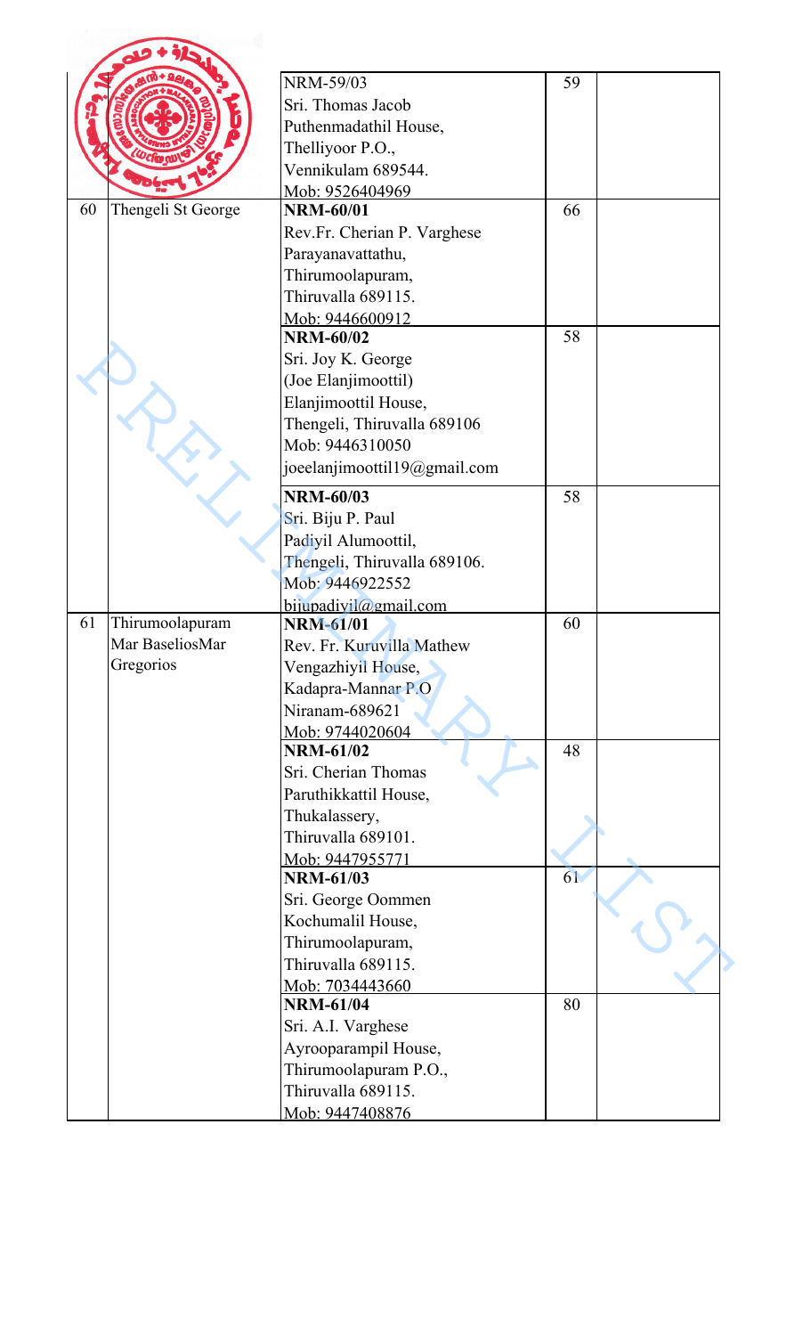| | | | | |
|---|---|---|---|---|
| | | NRM-59/03<br>Sri. Thomas Jacob<br>Puthenmadathil House,<br>Thelliyoor P.O.,<br>Vennikulam 689544.<br>Mob: 9526404969 | 59 | |
| 60 | Thengeli St George | **NRM-60/01**<br>Rev.Fr. Cherian P. Varghese<br>Parayanavattathu,<br>Thirumoolapuram,<br>Thiruvalla 689115.<br>Mob: 9446600912 | 66 | |
| | | **NRM-60/02**<br>Sri. Joy K. George<br>(Joe Elanjimoottil)<br>Elanjimoottil House,<br>Thengeli, Thiruvalla 689106<br>Mob: 9446310050<br>joeelanjimoottil19@gmail.com | 58 | |
| | | **NRM-60/03**<br>Sri. Biju P. Paul<br>Padiyil Alumoottil,<br>Thengeli, Thiruvalla 689106.<br>Mob: 9446922552<br>bijupadiyil@gmail.com | 58 | |
| 61 | Thirumoolapuram Mar BaseliosMar Gregorios | **NRM-61/01**<br>Rev. Fr. Kuruvilla Mathew<br>Vengazhiyil House,<br>Kadapra-Mannar P.O<br>Niranam-689621<br>Mob: 9744020604 | 60 | |
| | | **NRM-61/02**<br>Sri. Cherian Thomas<br>Paruthikkattil House,<br>Thukalassery,<br>Thiruvalla 689101.<br>Mob: 9447955771 | 48 | |
| | | **NRM-61/03**<br>Sri. George Oommen<br>Kochumalil House,<br>Thirumoolapuram,<br>Thiruvalla 689115.<br>Mob: 7034443660 | 61 | |
| | | **NRM-61/04**<br>Sri. A.I. Varghese<br>Ayrooparampil House,<br>Thirumoolapuram P.O.,<br>Thiruvalla 689115.<br>Mob: 9447408876 | 80 | |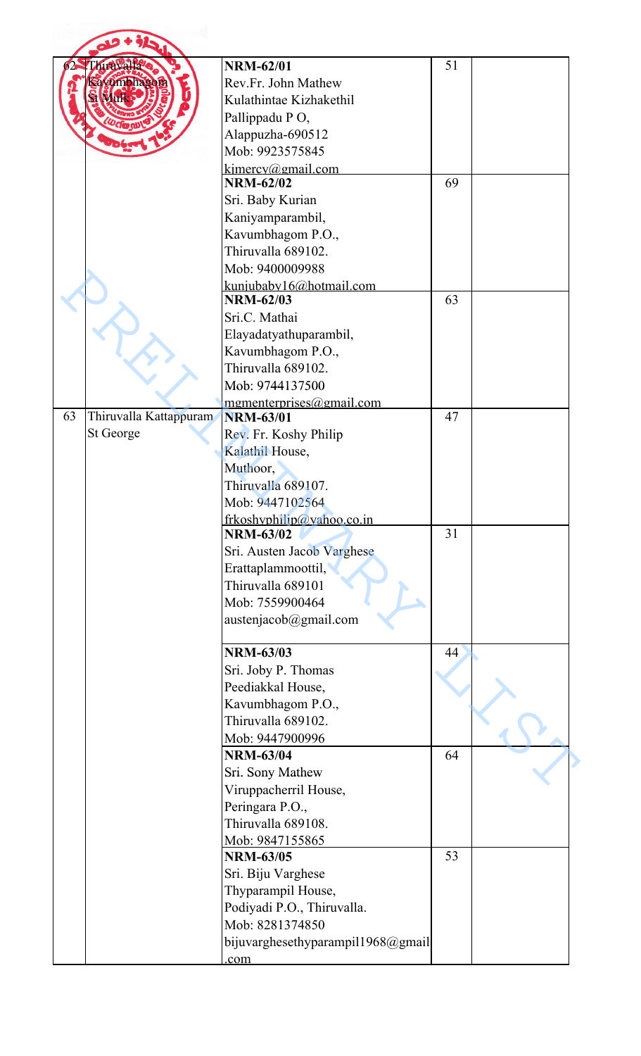| | | | | |
|---|---|---|---|---|
| 62 | Thiruvalla Kavumbhagom St Mulk | **NRM-62/01**<br>Rev.Fr. John Mathew<br>Kulathintae Kizhakethil<br>Pallippadu P O,<br>Alappuzha-690512<br>Mob: 9923575845<br>kjmercy@gmail.com | 51 | |
| | | **NRM-62/02**<br>Sri. Baby Kurian<br>Kaniyamparambil,<br>Kavumbhagom P.O.,<br>Thiruvalla 689102.<br>Mob: 9400009988<br>kunjubaby16@hotmail.com | 69 | |
| | | **NRM-62/03**<br>Sri.C. Mathai<br>Elayadatyathuparambil,<br>Kavumbhagom P.O.,<br>Thiruvalla 689102.<br>Mob: 9744137500<br>mgmenterprises@gmail.com | 63 | |
| 63 | Thiruvalla Kattappuram St George | **NRM-63/01**<br>Rev. Fr. Koshy Philip<br>Kalathil House,<br>Muthoor,<br>Thiruvalla 689107.<br>Mob: 9447102564<br>frkoshyphilip@yahoo.co.in | 47 | |
| | | **NRM-63/02**<br>Sri. Austen Jacob Varghese<br>Erattaplammoottil,<br>Thiruvalla 689101<br>Mob: 7559900464<br>austenjacob@gmail.com | 31 | |
| | | **NRM-63/03**<br>Sri. Joby P. Thomas<br>Peediakkal House,<br>Kavumbhagom P.O.,<br>Thiruvalla 689102.<br>Mob: 9447900996 | 44 | |
| | | **NRM-63/04**<br>Sri. Sony Mathew<br>Viruppacherril House,<br>Peringara P.O.,<br>Thiruvalla 689108.<br>Mob: 9847155865 | 64 | |
| | | **NRM-63/05**<br>Sri. Biju Varghese<br>Thyparampil House,<br>Podiyadi P.O., Thiruvalla.<br>Mob: 8281374850<br>bijuvarghesethyparampil1968@gmail.com | 53 | |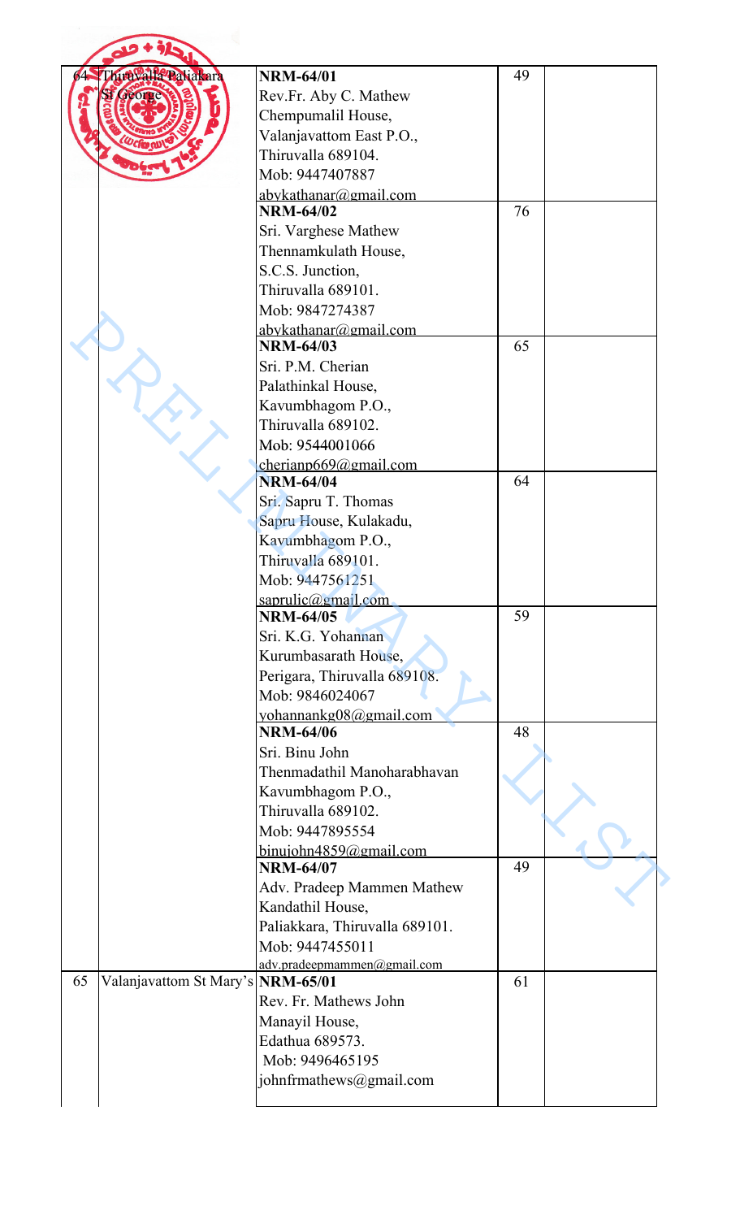| | | | | |
|---|---|---|---|---|
| 64 | Thiruvalla Paliakara St George | **NRM-64/01**<br>Rev.Fr. Aby C. Mathew<br>Chempumalil House,<br>Valanjavattom East P.O.,<br>Thiruvalla 689104.<br>Mob: 9447407887<br>abykathanar@gmail.com | 49 | |
| | | **NRM-64/02**<br>Sri. Varghese Mathew<br>Thennamkulath House,<br>S.C.S. Junction,<br>Thiruvalla 689101.<br>Mob: 9847274387<br>abykathanar@gmail.com | 76 | |
| | | **NRM-64/03**<br>Sri. P.M. Cherian<br>Palathinkal House,<br>Kavumbhagom P.O.,<br>Thiruvalla 689102.<br>Mob: 9544001066<br>cherianp669@gmail.com | 65 | |
| | | **NRM-64/04**<br>Sri. Sapru T. Thomas<br>Sapru House, Kulakadu,<br>Kavumbhagom P.O.,<br>Thiruvalla 689101.<br>Mob: 9447561251<br>saprulic@gmail.com | 64 | |
| | | **NRM-64/05**<br>Sri. K.G. Yohannan<br>Kurumbasarath House,<br>Perigara, Thiruvalla 689108.<br>Mob: 9846024067<br>yohannankg08@gmail.com | 59 | |
| | | **NRM-64/06**<br>Sri. Binu John<br>Thenmadathil Manoharabhavan<br>Kavumbhagom P.O.,<br>Thiruvalla 689102.<br>Mob: 9447895554<br>binujohn4859@gmail.com | 48 | |
| | | **NRM-64/07**<br>Adv. Pradeep Mammen Mathew<br>Kandathil House,<br>Paliakkara, Thiruvalla 689101.<br>Mob: 9447455011<br>adv.pradeepmammen@gmail.com | 49 | |
| 65 | Valanjavattom St Mary's | **NRM-65/01**<br>Rev. Fr. Mathews John<br>Manayil House,<br>Edathua 689573.<br>Mob: 9496465195<br>johnfrmathews@gmail.com | 61 | |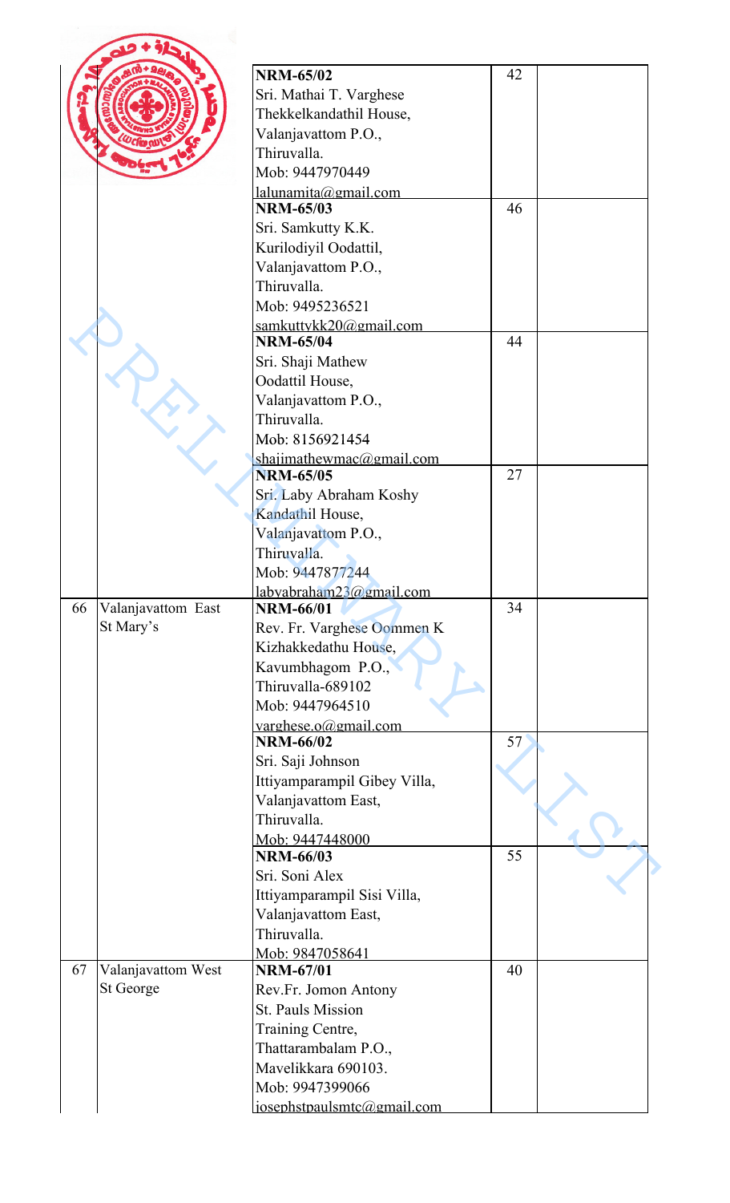| | | | | |
|---|---|---|---|---|
| | | **NRM-65/02**<br>Sri. Mathai T. Varghese<br>Thekkelkandathil House,<br>Valanjavattom P.O.,<br>Thiruvalla.<br>Mob: 9447970449<br>lalunamita@gmail.com | 42 | |
| | | **NRM-65/03**<br>Sri. Samkutty K.K.<br>Kurilodiyil Oodattil,<br>Valanjavattom P.O.,<br>Thiruvalla.<br>Mob: 9495236521<br>samkuttykk20@gmail.com | 46 | |
| | | **NRM-65/04**<br>Sri. Shaji Mathew<br>Oodattil House,<br>Valanjavattom P.O.,<br>Thiruvalla.<br>Mob: 8156921454<br>shajimathewmac@gmail.com | 44 | |
| | | **NRM-65/05**<br>Sri. Laby Abraham Koshy<br>Kandathil House,<br>Valanjavattom P.O.,<br>Thiruvalla.<br>Mob: 9447877244<br>labyabraham23@gmail.com | 27 | |
| 66 | Valanjavattom East St Mary's | **NRM-66/01**<br>Rev. Fr. Varghese Oommen K<br>Kizhakkedathu House,<br>Kavumbhagom P.O.,<br>Thiruvalla-689102<br>Mob: 9447964510<br>varghese.o@gmail.com | 34 | |
| | | **NRM-66/02**<br>Sri. Saji Johnson<br>Ittiyamparampil Gibey Villa,<br>Valanjavattom East,<br>Thiruvalla.<br>Mob: 9447448000 | 57 | |
| | | **NRM-66/03**<br>Sri. Soni Alex<br>Ittiyamparampil Sisi Villa,<br>Valanjavattom East,<br>Thiruvalla.<br>Mob: 9847058641 | 55 | |
| 67 | Valanjavattom West St George | **NRM-67/01**<br>Rev.Fr. Jomon Antony<br>St. Pauls Mission<br>Training Centre,<br>Thattarambalam P.O.,<br>Mavelikkara 690103.<br>Mob: 9947399066<br>josephstpaulsmtc@gmail.com | 40 | |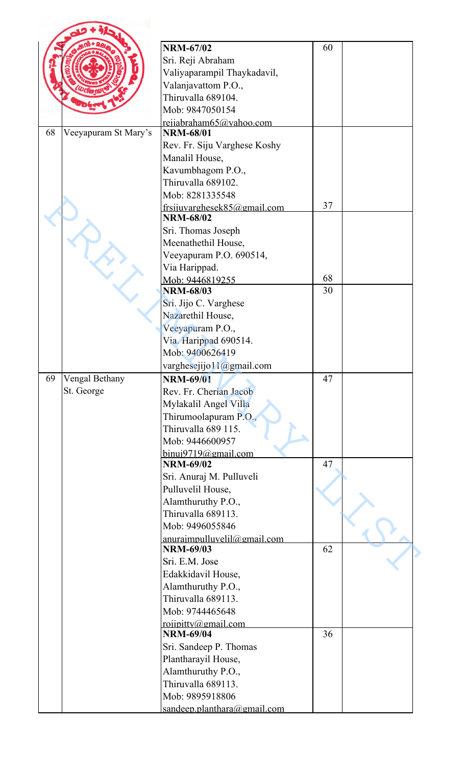| | | | | |
|---|---|---|---|---|
| | | **NRM-67/02**<br>Sri. Reji Abraham<br>Valiyaparampil Thaykadavil,<br>Valanjavattom P.O.,<br>Thiruvalla 689104.<br>Mob: 9847050154<br>rejiabraham65@yahoo.com | 60 | |
| 68 | Veeyapuram St Mary's | **NRM-68/01**<br>Rev. Fr. Siju Varghese Koshy<br>Manalil House,<br>Kavumbhagom P.O.,<br>Thiruvalla 689102.<br>Mob: 8281335548<br>frsijuvarghesek85@gmail.com | 37 | |
| | | **NRM-68/02**<br>Sri. Thomas Joseph<br>Meenathethil House,<br>Veeyapuram P.O. 690514,<br>Via Harippad.<br>Mob: 9446819255 | 68 | |
| | | **NRM-68/03**<br>Sri. Jijo C. Varghese<br>Nazarethil House,<br>Veeyapuram P.O.,<br>Via. Harippad 690514.<br>Mob: 9400626419<br>varghesejijo11@gmail.com | 30 | |
| 69 | Vengal Bethany St. George | **NRM-69/01**<br>Rev. Fr. Cherian Jacob<br>Mylakalil Angel Villa<br>Thirumoolapuram P.O.,<br>Thiruvalla 689 115.<br>Mob: 9446600957<br>binuj9719@gmail.com | 47 | |
| | | **NRM-69/02**<br>Sri. Anuraj M. Pulluveli<br>Pulluvelil House,<br>Alamthuruthy P.O.,<br>Thiruvalla 689113.<br>Mob: 9496055846<br>anurajmpulluvelil@gmail.com | 47 | |
| | | **NRM-69/03**<br>Sri. E.M. Jose<br>Edakkidavil House,<br>Alamthuruthy P.O.,<br>Thiruvalla 689113.<br>Mob: 9744465648<br>rojipitty@gmail.com | 62 | |
| | | **NRM-69/04**<br>Sri. Sandeep P. Thomas<br>Plantharayil House,<br>Alamthuruthy P.O.,<br>Thiruvalla 689113.<br>Mob: 9895918806<br>sandeep.planthara@gmail.com | 36 | |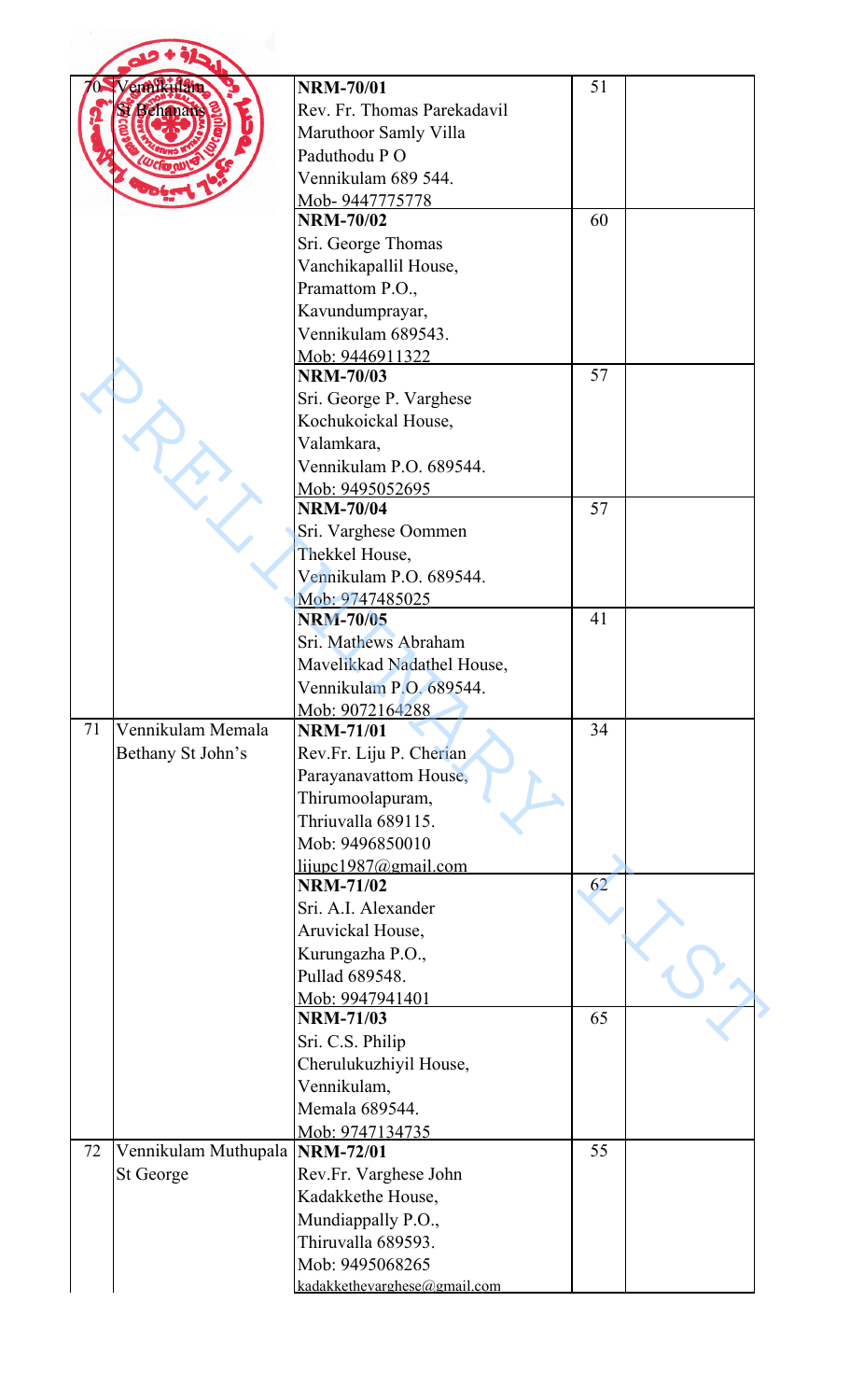| | | | | |
|---|---|---|---|---|
| 70 | Vennikulam St Behanans | **NRM-70/01**<br>Rev. Fr. Thomas Parekadavil<br>Maruthoor Samly Villa<br>Paduthodu P O<br>Vennikulam 689 544.<br>Mob- 9447775778 | 51 | |
| | | **NRM-70/02**<br>Sri. George Thomas<br>Vanchikapallil House,<br>Pramattom P.O.,<br>Kavundumprayar,<br>Vennikulam 689543.<br>Mob: 9446911322 | 60 | |
| | | **NRM-70/03**<br>Sri. George P. Varghese<br>Kochukoickal House,<br>Valamkara,<br>Vennikulam P.O. 689544.<br>Mob: 9495052695 | 57 | |
| | | **NRM-70/04**<br>Sri. Varghese Oommen<br>Thekkel House,<br>Vennikulam P.O. 689544.<br>Mob: 9747485025 | 57 | |
| | | **NRM-70/05**<br>Sri. Mathews Abraham<br>Mavelikkad Nadathel House,<br>Vennikulam P.O. 689544.<br>Mob: 9072164288 | 41 | |
| 71 | Vennikulam Memala Bethany St John's | **NRM-71/01**<br>Rev.Fr. Liju P. Cherian<br>Parayanavattom House,<br>Thirumoolapuram,<br>Thriuvalla 689115.<br>Mob: 9496850010<br>lijupc1987@gmail.com | 34 | |
| | | **NRM-71/02**<br>Sri. A.I. Alexander<br>Aruvickal House,<br>Kurungazha P.O.,<br>Pullad 689548.<br>Mob: 9947941401 | 62 | |
| | | **NRM-71/03**<br>Sri. C.S. Philip<br>Cherulukuzhiyil House,<br>Vennikulam,<br>Memala 689544.<br>Mob: 9747134735 | 65 | |
| 72 | Vennikulam Muthupala St George | **NRM-72/01**<br>Rev.Fr. Varghese John<br>Kadakkethe House,<br>Mundiappally P.O.,<br>Thiruvalla 689593.<br>Mob: 9495068265<br>kadakkethevarghese@gmail.com | 55 | |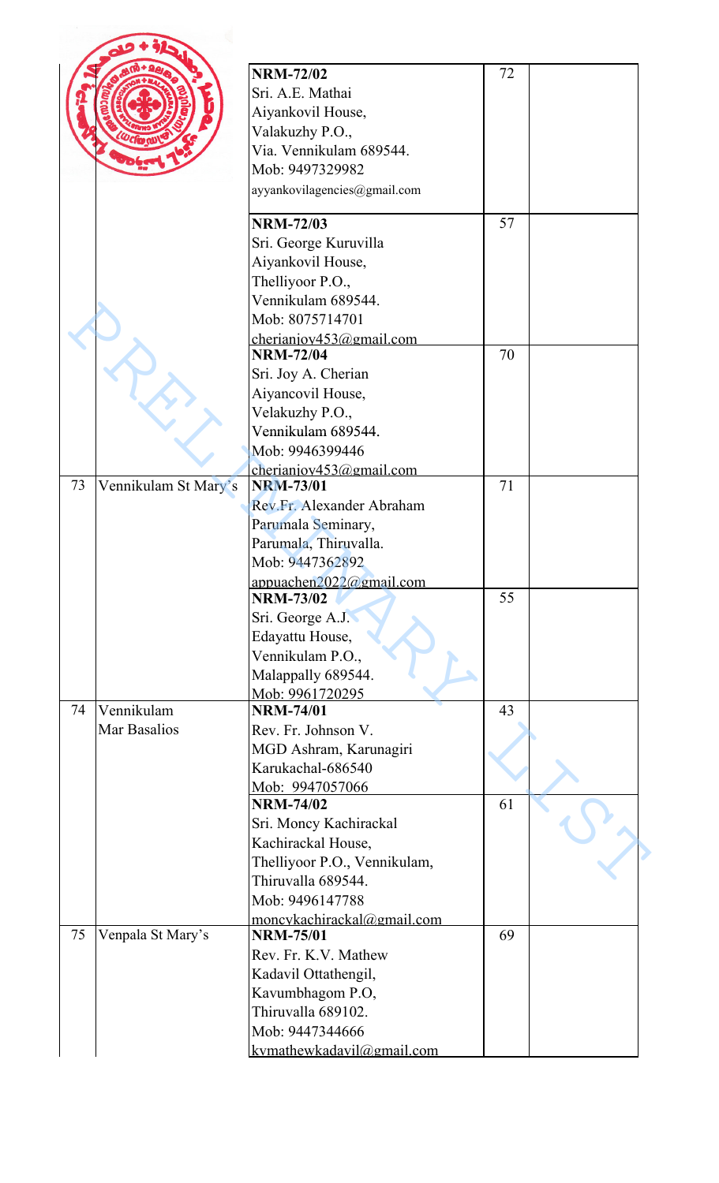| | | | | |
|---|---|---|---|---|
| | | **NRM-72/02**<br>Sri. A.E. Mathai<br>Aiyankovil House,<br>Valakuzhy P.O.,<br>Via. Vennikulam 689544.<br>Mob: 9497329982<br>ayyankovilagencies@gmail.com | 72 | |
| | | **NRM-72/03**<br>Sri. George Kuruvilla<br>Aiyankovil House,<br>Thelliyoor P.O.,<br>Vennikulam 689544.<br>Mob: 8075714701<br>cherianjoy453@gmail.com | 57 | |
| | | **NRM-72/04**<br>Sri. Joy A. Cherian<br>Aiyancovil House,<br>Velakuzhy P.O.,<br>Vennikulam 689544.<br>Mob: 9946399446<br>cherianjoy453@gmail.com | 70 | |
| 73 | Vennikulam St Mary's | **NRM-73/01**<br>Rev.Fr. Alexander Abraham<br>Parumala Seminary,<br>Parumala, Thiruvalla.<br>Mob: 9447362892<br>appuachen2022@gmail.com | 71 | |
| | | **NRM-73/02**<br>Sri. George A.J.<br>Edayattu House,<br>Vennikulam P.O.,<br>Malappally 689544.<br>Mob: 9961720295 | 55 | |
| 74 | Vennikulam Mar Basalios | **NRM-74/01**<br>Rev. Fr. Johnson V.<br>MGD Ashram, Karunagiri<br>Karukachal-686540<br>Mob: 9947057066 | 43 | |
| | | **NRM-74/02**<br>Sri. Moncy Kachirackal<br>Kachirackal House,<br>Thelliyoor P.O., Vennikulam,<br>Thiruvalla 689544.<br>Mob: 9496147788<br>moncykachirackal@gmail.com | 61 | |
| 75 | Venpala St Mary's | **NRM-75/01**<br>Rev. Fr. K.V. Mathew<br>Kadavil Ottathengil,<br>Kavumbhagom P.O,<br>Thiruvalla 689102.<br>Mob: 9447344666<br>kvmathewkadavil@gmail.com | 69 | |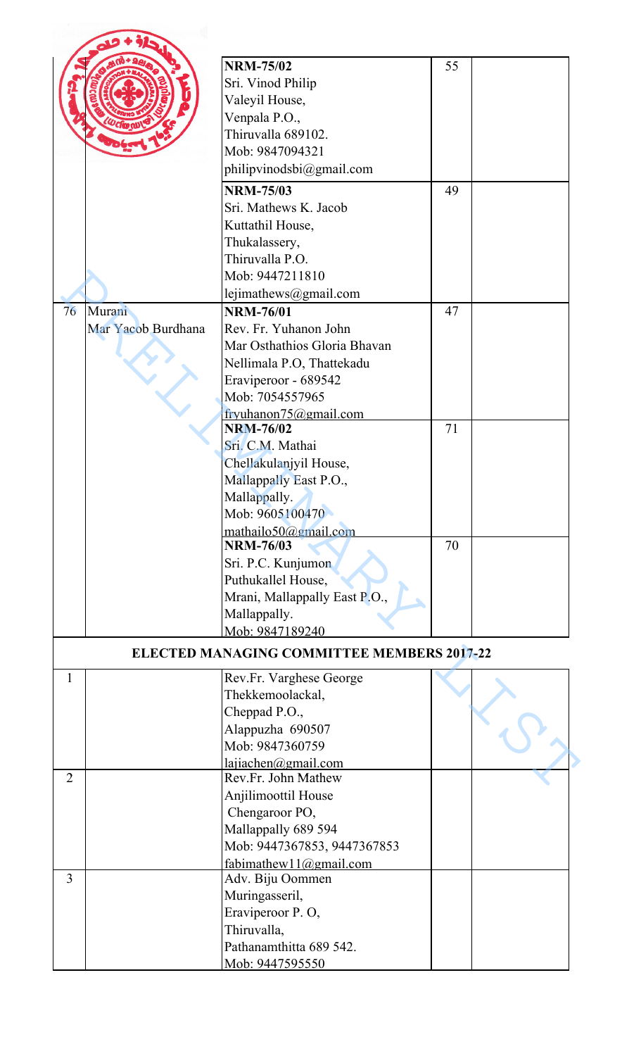| | | | | |
|---|---|---|---|---|
| | | **NRM-75/02**<br>Sri. Vinod Philip<br>Valeyil House,<br>Venpala P.O.,<br>Thiruvalla 689102.<br>Mob: 9847094321<br>philipvinodsbi@gmail.com | 55 | |
| | | **NRM-75/03**<br>Sri. Mathews K. Jacob<br>Kuttathil House,<br>Thukalassery,<br>Thiruvalla P.O.<br>Mob: 9447211810<br>lejimathews@gmail.com | 49 | |
| 76 | Murani<br>Mar Yacob Burdhana | **NRM-76/01**<br>Rev. Fr. Yuhanon John<br>Mar Osthathios Gloria Bhavan<br>Nellimala P.O, Thattekadu<br>Eraviperoor - 689542<br>Mob: 7054557965<br>fryuhanon75@gmail.com | 47 | |
| | | **NRM-76/02**<br>Sri. C.M. Mathai<br>Chellakulanjyil House,<br>Mallappally East P.O.,<br>Mallappally.<br>Mob: 9605100470<br>mathailo50@gmail.com | 71 | |
| | | **NRM-76/03**<br>Sri. P.C. Kunjumon<br>Puthukallel House,<br>Mrani, Mallappally East P.O.,<br>Mallappally.<br>Mob: 9847189240 | 70 | |

## ELECTED MANAGING COMMITTEE MEMBERS 2017-22

| | | | | |
|---|---|---|---|---|
| 1 | | Rev.Fr. Varghese George<br>Thekkemoolackal,<br>Cheppad P.O.,<br>Alappuzha 690507<br>Mob: 9847360759<br>lajiachen@gmail.com | | |
| 2 | | Rev.Fr. John Mathew<br>Anjilimoottil House<br>Chengaroor PO,<br>Mallappally 689 594<br>Mob: 9447367853, 9447367853<br>fabimathew11@gmail.com | | |
| 3 | | Adv. Biju Oommen<br>Muringasseril,<br>Eraviperoor P. O,<br>Thiruvalla,<br>Pathanamthitta 689 542.<br>Mob: 9447595550 | | |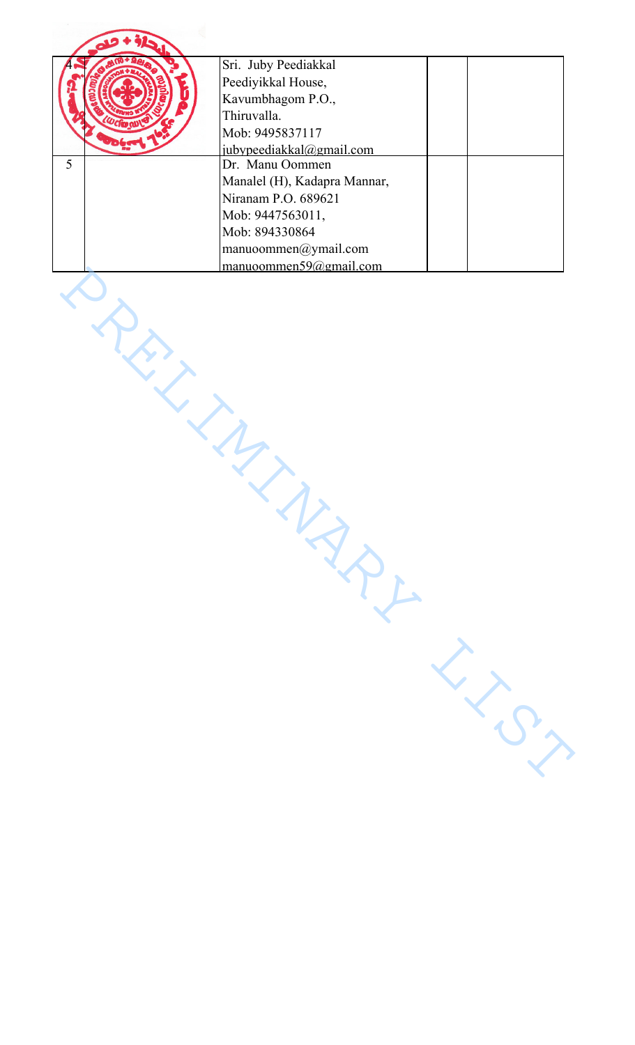| | | | | |
|---|---|---|---|---|
| 4 | | Sri. Juby Peediakkal<br>Peediyikkal House,<br>Kavumbhagom P.O.,<br>Thiruvalla.<br>Mob: 9495837117<br>jubypeediakkal@gmail.com | | |
| 5 | | Dr. Manu Oommen<br>Manalel (H), Kadapra Mannar,<br>Niranam P.O. 689621<br>Mob: 9447563011,<br>Mob: 894330864<br>manuoommen@ymail.com<br>manuoommen59@gmail.com | | |

PRELIMINARY LIST